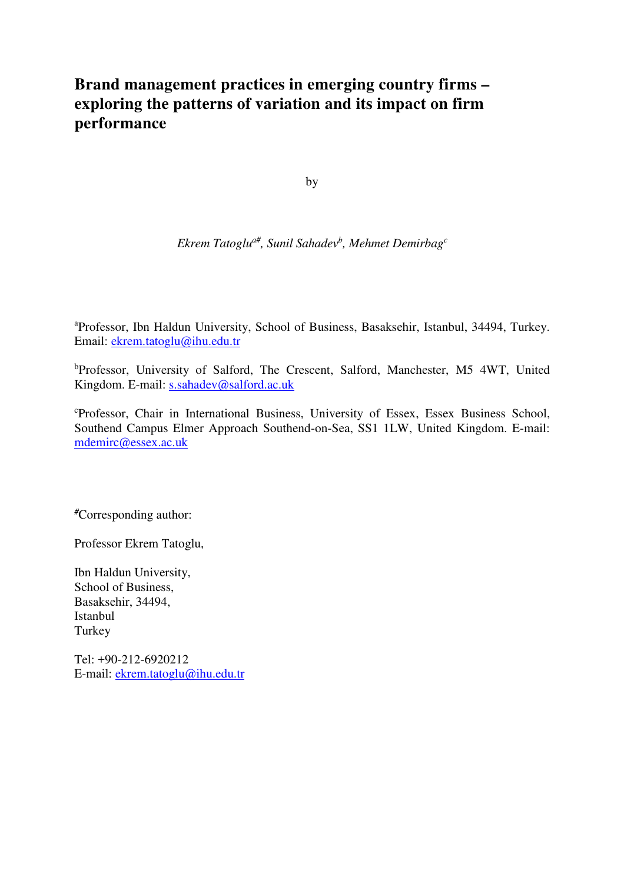# Brand management practices in emerging country firms – exploring the patterns of variation and its impact on firm performance

by

*Ekrem Tatoglu[a#], Sunil Sahadev[b], Mehmet Demirbag[c]*

[a]Professor, Ibn Haldun University, School of Business, Basaksehir, Istanbul, 34494, Turkey. Email: ekrem.tatoglu@ihu.edu.tr

[b]Professor, University of Salford, The Crescent, Salford, Manchester, M5 4WT, United Kingdom. E-mail: s.sahadev@salford.ac.uk

[c]Professor, Chair in International Business, University of Essex, Essex Business School, Southend Campus Elmer Approach Southend-on-Sea, SS1 1LW, United Kingdom. E-mail: mdemirc@essex.ac.uk

[#]Corresponding author:

Professor Ekrem Tatoglu,

Ibn Haldun University,
School of Business,
Basaksehir, 34494,
Istanbul
Turkey

Tel: +90-212-6920212
E-mail: ekrem.tatoglu@ihu.edu.tr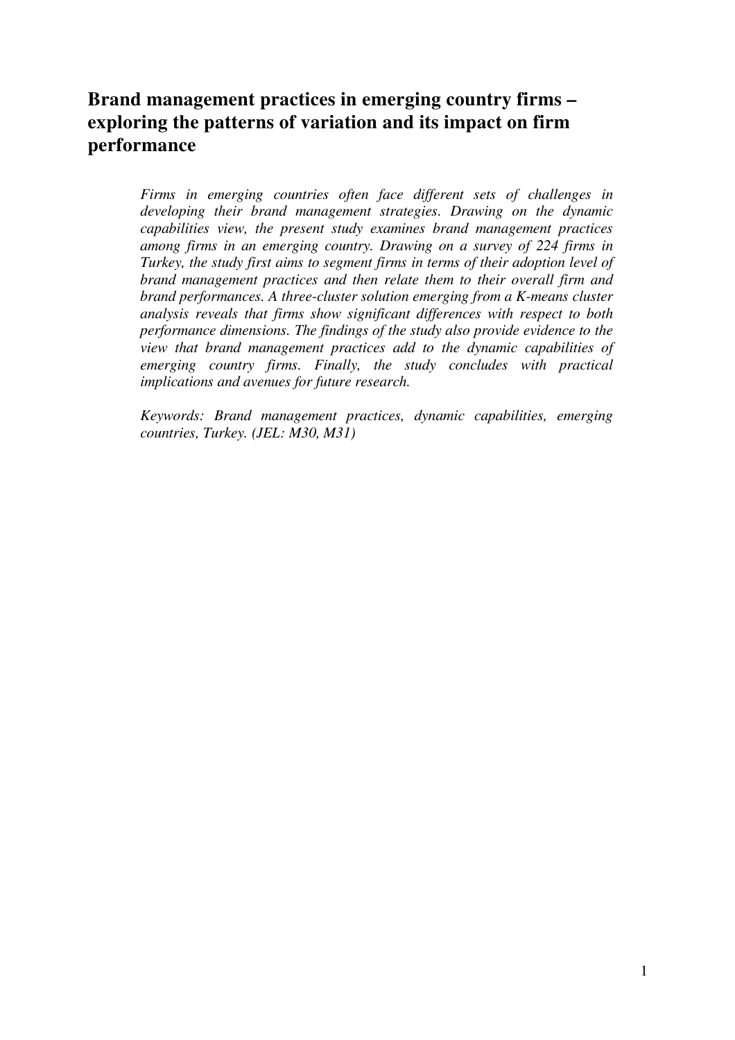# Brand management practices in emerging country firms – exploring the patterns of variation and its impact on firm performance

*Firms in emerging countries often face different sets of challenges in developing their brand management strategies. Drawing on the dynamic capabilities view, the present study examines brand management practices among firms in an emerging country. Drawing on a survey of 224 firms in Turkey, the study first aims to segment firms in terms of their adoption level of brand management practices and then relate them to their overall firm and brand performances. A three-cluster solution emerging from a K-means cluster analysis reveals that firms show significant differences with respect to both performance dimensions. The findings of the study also provide evidence to the view that brand management practices add to the dynamic capabilities of emerging country firms. Finally, the study concludes with practical implications and avenues for future research.*

*Keywords: Brand management practices, dynamic capabilities, emerging countries, Turkey. (JEL: M30, M31)*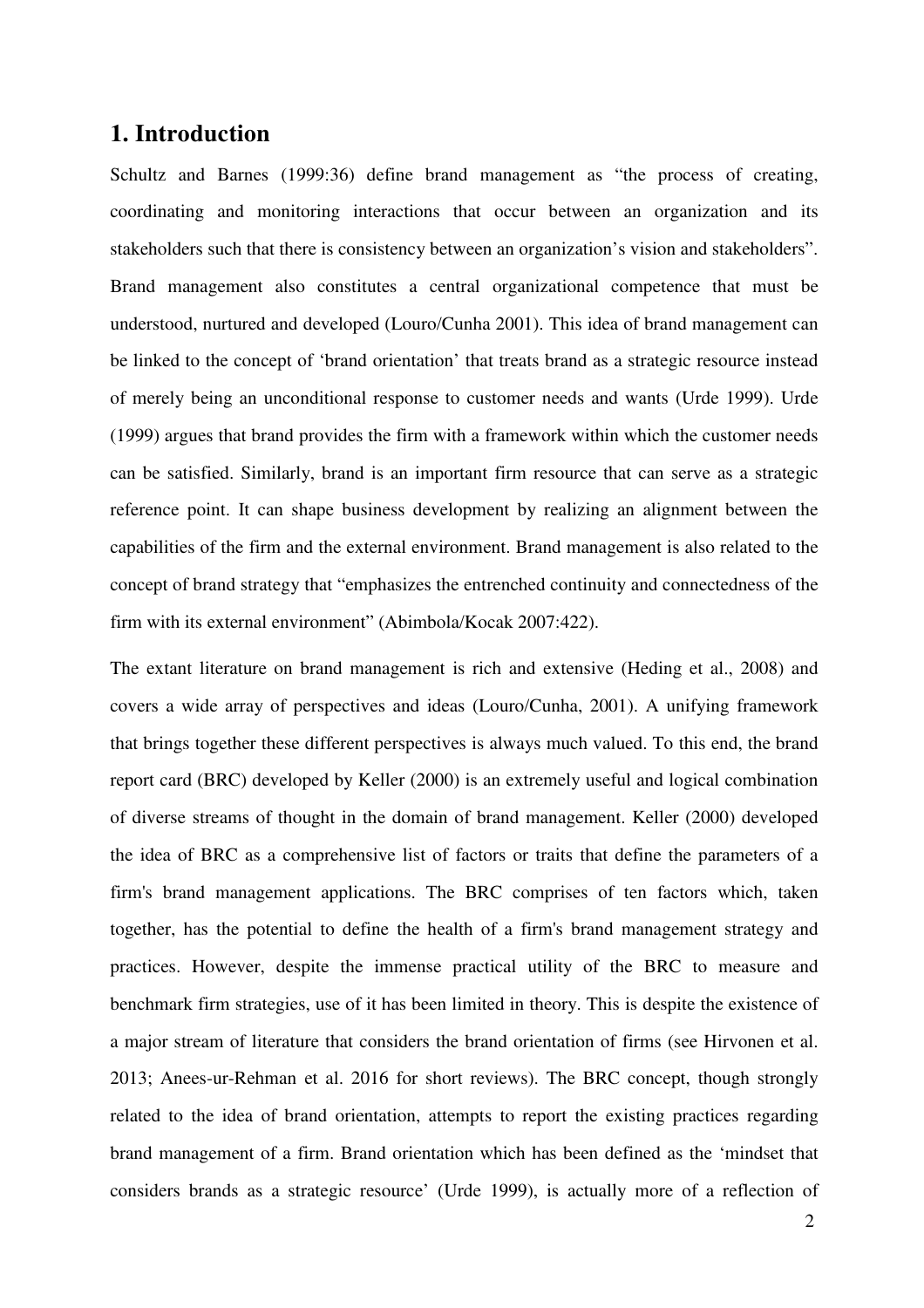# 1. Introduction

Schultz and Barnes (1999:36) define brand management as "the process of creating, coordinating and monitoring interactions that occur between an organization and its stakeholders such that there is consistency between an organization's vision and stakeholders". Brand management also constitutes a central organizational competence that must be understood, nurtured and developed (Louro/Cunha 2001). This idea of brand management can be linked to the concept of 'brand orientation' that treats brand as a strategic resource instead of merely being an unconditional response to customer needs and wants (Urde 1999). Urde (1999) argues that brand provides the firm with a framework within which the customer needs can be satisfied. Similarly, brand is an important firm resource that can serve as a strategic reference point. It can shape business development by realizing an alignment between the capabilities of the firm and the external environment. Brand management is also related to the concept of brand strategy that "emphasizes the entrenched continuity and connectedness of the firm with its external environment" (Abimbola/Kocak 2007:422).

The extant literature on brand management is rich and extensive (Heding et al., 2008) and covers a wide array of perspectives and ideas (Louro/Cunha, 2001). A unifying framework that brings together these different perspectives is always much valued. To this end, the brand report card (BRC) developed by Keller (2000) is an extremely useful and logical combination of diverse streams of thought in the domain of brand management. Keller (2000) developed the idea of BRC as a comprehensive list of factors or traits that define the parameters of a firm's brand management applications. The BRC comprises of ten factors which, taken together, has the potential to define the health of a firm's brand management strategy and practices. However, despite the immense practical utility of the BRC to measure and benchmark firm strategies, use of it has been limited in theory. This is despite the existence of a major stream of literature that considers the brand orientation of firms (see Hirvonen et al. 2013; Anees-ur-Rehman et al. 2016 for short reviews). The BRC concept, though strongly related to the idea of brand orientation, attempts to report the existing practices regarding brand management of a firm. Brand orientation which has been defined as the 'mindset that considers brands as a strategic resource' (Urde 1999), is actually more of a reflection of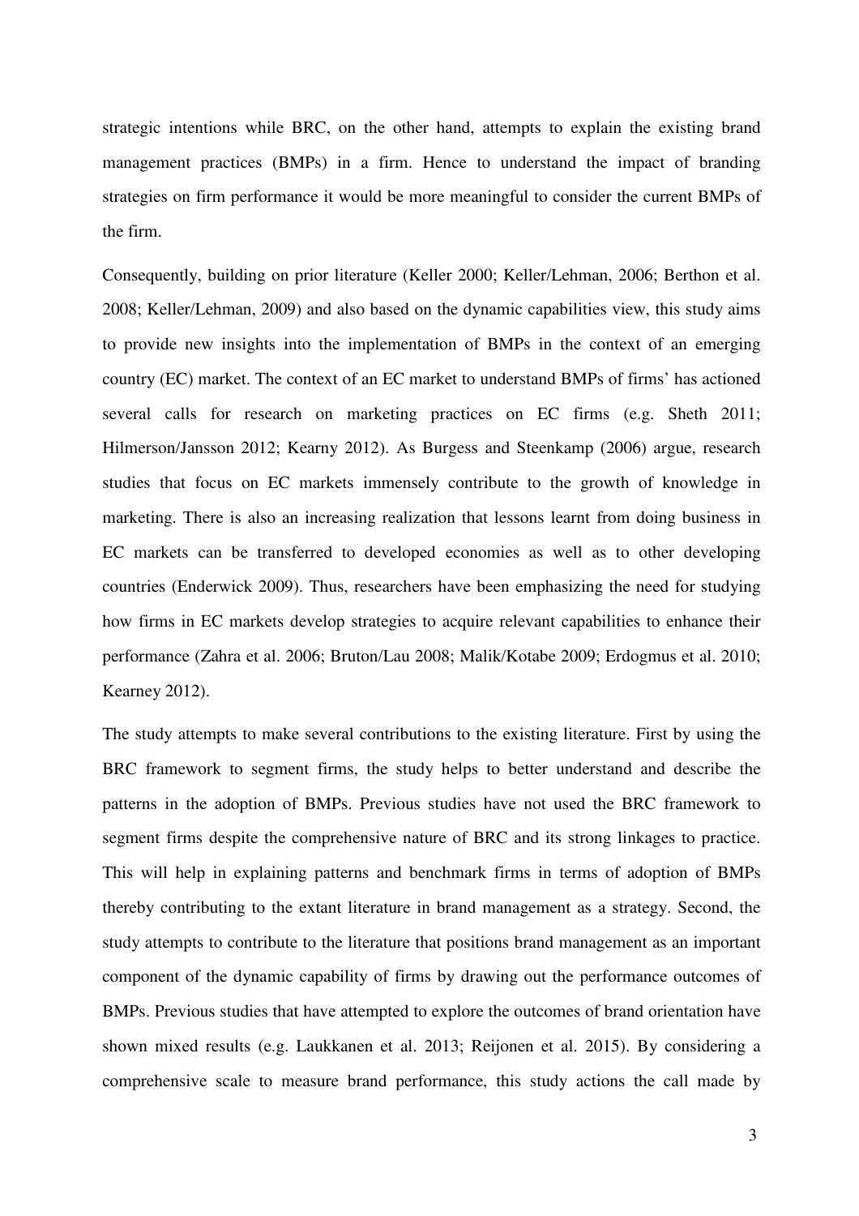strategic intentions while BRC, on the other hand, attempts to explain the existing brand management practices (BMPs) in a firm. Hence to understand the impact of branding strategies on firm performance it would be more meaningful to consider the current BMPs of the firm.

Consequently, building on prior literature (Keller 2000; Keller/Lehman, 2006; Berthon et al. 2008; Keller/Lehman, 2009) and also based on the dynamic capabilities view, this study aims to provide new insights into the implementation of BMPs in the context of an emerging country (EC) market. The context of an EC market to understand BMPs of firms' has actioned several calls for research on marketing practices on EC firms (e.g. Sheth 2011; Hilmerson/Jansson 2012; Kearny 2012). As Burgess and Steenkamp (2006) argue, research studies that focus on EC markets immensely contribute to the growth of knowledge in marketing. There is also an increasing realization that lessons learnt from doing business in EC markets can be transferred to developed economies as well as to other developing countries (Enderwick 2009). Thus, researchers have been emphasizing the need for studying how firms in EC markets develop strategies to acquire relevant capabilities to enhance their performance (Zahra et al. 2006; Bruton/Lau 2008; Malik/Kotabe 2009; Erdogmus et al. 2010; Kearney 2012).

The study attempts to make several contributions to the existing literature. First by using the BRC framework to segment firms, the study helps to better understand and describe the patterns in the adoption of BMPs. Previous studies have not used the BRC framework to segment firms despite the comprehensive nature of BRC and its strong linkages to practice. This will help in explaining patterns and benchmark firms in terms of adoption of BMPs thereby contributing to the extant literature in brand management as a strategy. Second, the study attempts to contribute to the literature that positions brand management as an important component of the dynamic capability of firms by drawing out the performance outcomes of BMPs. Previous studies that have attempted to explore the outcomes of brand orientation have shown mixed results (e.g. Laukkanen et al. 2013; Reijonen et al. 2015). By considering a comprehensive scale to measure brand performance, this study actions the call made by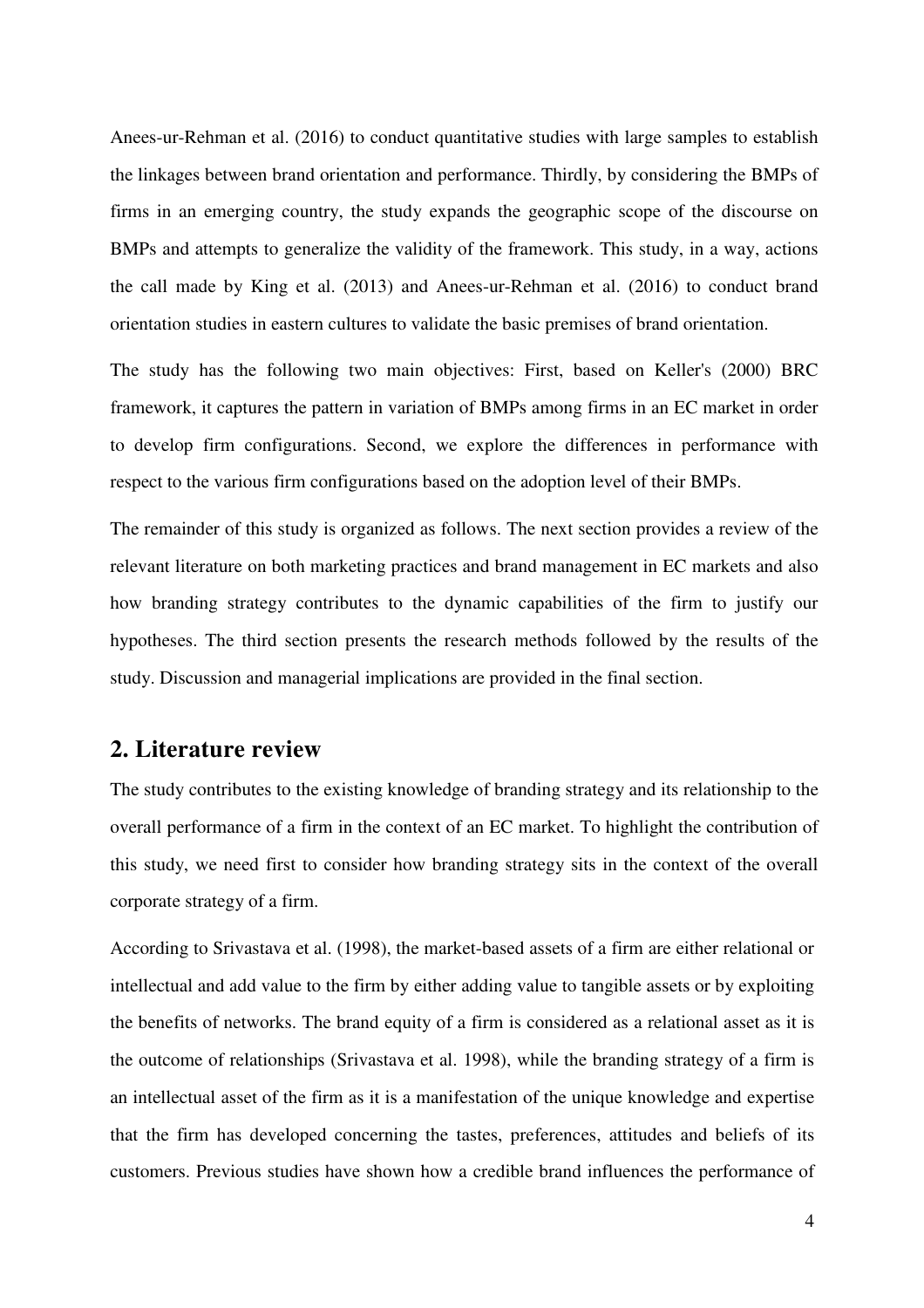Anees-ur-Rehman et al. (2016) to conduct quantitative studies with large samples to establish the linkages between brand orientation and performance. Thirdly, by considering the BMPs of firms in an emerging country, the study expands the geographic scope of the discourse on BMPs and attempts to generalize the validity of the framework. This study, in a way, actions the call made by King et al. (2013) and Anees-ur-Rehman et al. (2016) to conduct brand orientation studies in eastern cultures to validate the basic premises of brand orientation.

The study has the following two main objectives: First, based on Keller's (2000) BRC framework, it captures the pattern in variation of BMPs among firms in an EC market in order to develop firm configurations. Second, we explore the differences in performance with respect to the various firm configurations based on the adoption level of their BMPs.

The remainder of this study is organized as follows. The next section provides a review of the relevant literature on both marketing practices and brand management in EC markets and also how branding strategy contributes to the dynamic capabilities of the firm to justify our hypotheses. The third section presents the research methods followed by the results of the study. Discussion and managerial implications are provided in the final section.

## 2. Literature review

The study contributes to the existing knowledge of branding strategy and its relationship to the overall performance of a firm in the context of an EC market. To highlight the contribution of this study, we need first to consider how branding strategy sits in the context of the overall corporate strategy of a firm.

According to Srivastava et al. (1998), the market-based assets of a firm are either relational or intellectual and add value to the firm by either adding value to tangible assets or by exploiting the benefits of networks. The brand equity of a firm is considered as a relational asset as it is the outcome of relationships (Srivastava et al. 1998), while the branding strategy of a firm is an intellectual asset of the firm as it is a manifestation of the unique knowledge and expertise that the firm has developed concerning the tastes, preferences, attitudes and beliefs of its customers. Previous studies have shown how a credible brand influences the performance of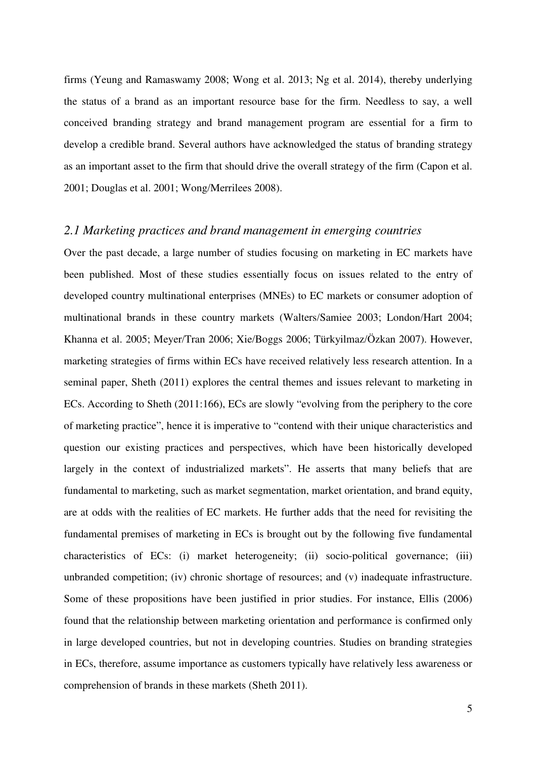firms (Yeung and Ramaswamy 2008; Wong et al. 2013; Ng et al. 2014), thereby underlying the status of a brand as an important resource base for the firm. Needless to say, a well conceived branding strategy and brand management program are essential for a firm to develop a credible brand. Several authors have acknowledged the status of branding strategy as an important asset to the firm that should drive the overall strategy of the firm (Capon et al. 2001; Douglas et al. 2001; Wong/Merrilees 2008).

### *2.1 Marketing practices and brand management in emerging countries*

Over the past decade, a large number of studies focusing on marketing in EC markets have been published. Most of these studies essentially focus on issues related to the entry of developed country multinational enterprises (MNEs) to EC markets or consumer adoption of multinational brands in these country markets (Walters/Samiee 2003; London/Hart 2004; Khanna et al. 2005; Meyer/Tran 2006; Xie/Boggs 2006; Türkyilmaz/Özkan 2007). However, marketing strategies of firms within ECs have received relatively less research attention. In a seminal paper, Sheth (2011) explores the central themes and issues relevant to marketing in ECs. According to Sheth (2011:166), ECs are slowly "evolving from the periphery to the core of marketing practice", hence it is imperative to "contend with their unique characteristics and question our existing practices and perspectives, which have been historically developed largely in the context of industrialized markets". He asserts that many beliefs that are fundamental to marketing, such as market segmentation, market orientation, and brand equity, are at odds with the realities of EC markets. He further adds that the need for revisiting the fundamental premises of marketing in ECs is brought out by the following five fundamental characteristics of ECs: (i) market heterogeneity; (ii) socio-political governance; (iii) unbranded competition; (iv) chronic shortage of resources; and (v) inadequate infrastructure. Some of these propositions have been justified in prior studies. For instance, Ellis (2006) found that the relationship between marketing orientation and performance is confirmed only in large developed countries, but not in developing countries. Studies on branding strategies in ECs, therefore, assume importance as customers typically have relatively less awareness or comprehension of brands in these markets (Sheth 2011).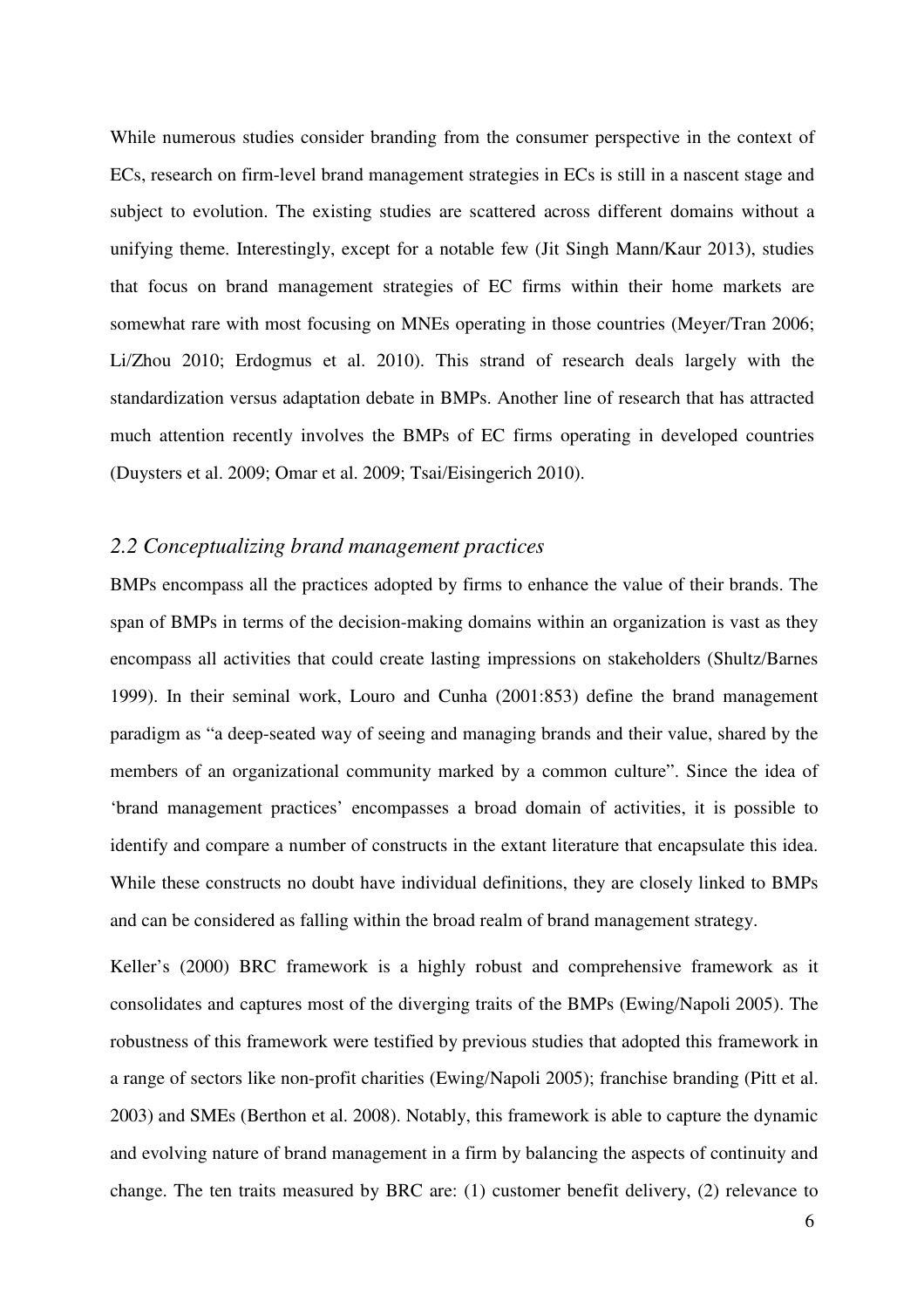While numerous studies consider branding from the consumer perspective in the context of ECs, research on firm-level brand management strategies in ECs is still in a nascent stage and subject to evolution. The existing studies are scattered across different domains without a unifying theme. Interestingly, except for a notable few (Jit Singh Mann/Kaur 2013), studies that focus on brand management strategies of EC firms within their home markets are somewhat rare with most focusing on MNEs operating in those countries (Meyer/Tran 2006; Li/Zhou 2010; Erdogmus et al. 2010). This strand of research deals largely with the standardization versus adaptation debate in BMPs. Another line of research that has attracted much attention recently involves the BMPs of EC firms operating in developed countries (Duysters et al. 2009; Omar et al. 2009; Tsai/Eisingerich 2010).

## *2.2 Conceptualizing brand management practices*

BMPs encompass all the practices adopted by firms to enhance the value of their brands. The span of BMPs in terms of the decision-making domains within an organization is vast as they encompass all activities that could create lasting impressions on stakeholders (Shultz/Barnes 1999). In their seminal work, Louro and Cunha (2001:853) define the brand management paradigm as "a deep-seated way of seeing and managing brands and their value, shared by the members of an organizational community marked by a common culture". Since the idea of 'brand management practices' encompasses a broad domain of activities, it is possible to identify and compare a number of constructs in the extant literature that encapsulate this idea. While these constructs no doubt have individual definitions, they are closely linked to BMPs and can be considered as falling within the broad realm of brand management strategy.

Keller's (2000) BRC framework is a highly robust and comprehensive framework as it consolidates and captures most of the diverging traits of the BMPs (Ewing/Napoli 2005). The robustness of this framework were testified by previous studies that adopted this framework in a range of sectors like non-profit charities (Ewing/Napoli 2005); franchise branding (Pitt et al. 2003) and SMEs (Berthon et al. 2008). Notably, this framework is able to capture the dynamic and evolving nature of brand management in a firm by balancing the aspects of continuity and change. The ten traits measured by BRC are: (1) customer benefit delivery, (2) relevance to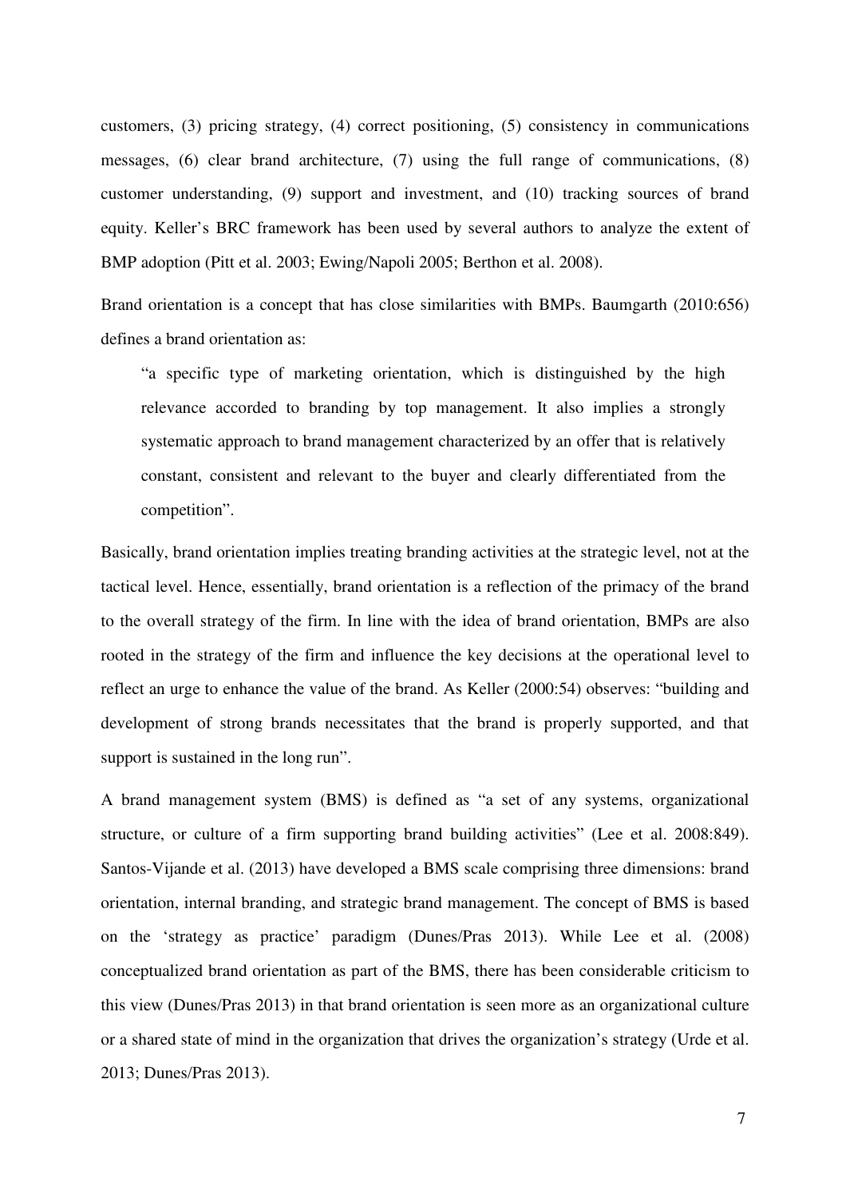customers, (3) pricing strategy, (4) correct positioning, (5) consistency in communications messages, (6) clear brand architecture, (7) using the full range of communications, (8) customer understanding, (9) support and investment, and (10) tracking sources of brand equity. Keller's BRC framework has been used by several authors to analyze the extent of BMP adoption (Pitt et al. 2003; Ewing/Napoli 2005; Berthon et al. 2008).

Brand orientation is a concept that has close similarities with BMPs. Baumgarth (2010:656) defines a brand orientation as:

> "a specific type of marketing orientation, which is distinguished by the high relevance accorded to branding by top management. It also implies a strongly systematic approach to brand management characterized by an offer that is relatively constant, consistent and relevant to the buyer and clearly differentiated from the competition".

Basically, brand orientation implies treating branding activities at the strategic level, not at the tactical level. Hence, essentially, brand orientation is a reflection of the primacy of the brand to the overall strategy of the firm. In line with the idea of brand orientation, BMPs are also rooted in the strategy of the firm and influence the key decisions at the operational level to reflect an urge to enhance the value of the brand. As Keller (2000:54) observes: "building and development of strong brands necessitates that the brand is properly supported, and that support is sustained in the long run".

A brand management system (BMS) is defined as "a set of any systems, organizational structure, or culture of a firm supporting brand building activities" (Lee et al. 2008:849). Santos-Vijande et al. (2013) have developed a BMS scale comprising three dimensions: brand orientation, internal branding, and strategic brand management. The concept of BMS is based on the 'strategy as practice' paradigm (Dunes/Pras 2013). While Lee et al. (2008) conceptualized brand orientation as part of the BMS, there has been considerable criticism to this view (Dunes/Pras 2013) in that brand orientation is seen more as an organizational culture or a shared state of mind in the organization that drives the organization's strategy (Urde et al. 2013; Dunes/Pras 2013).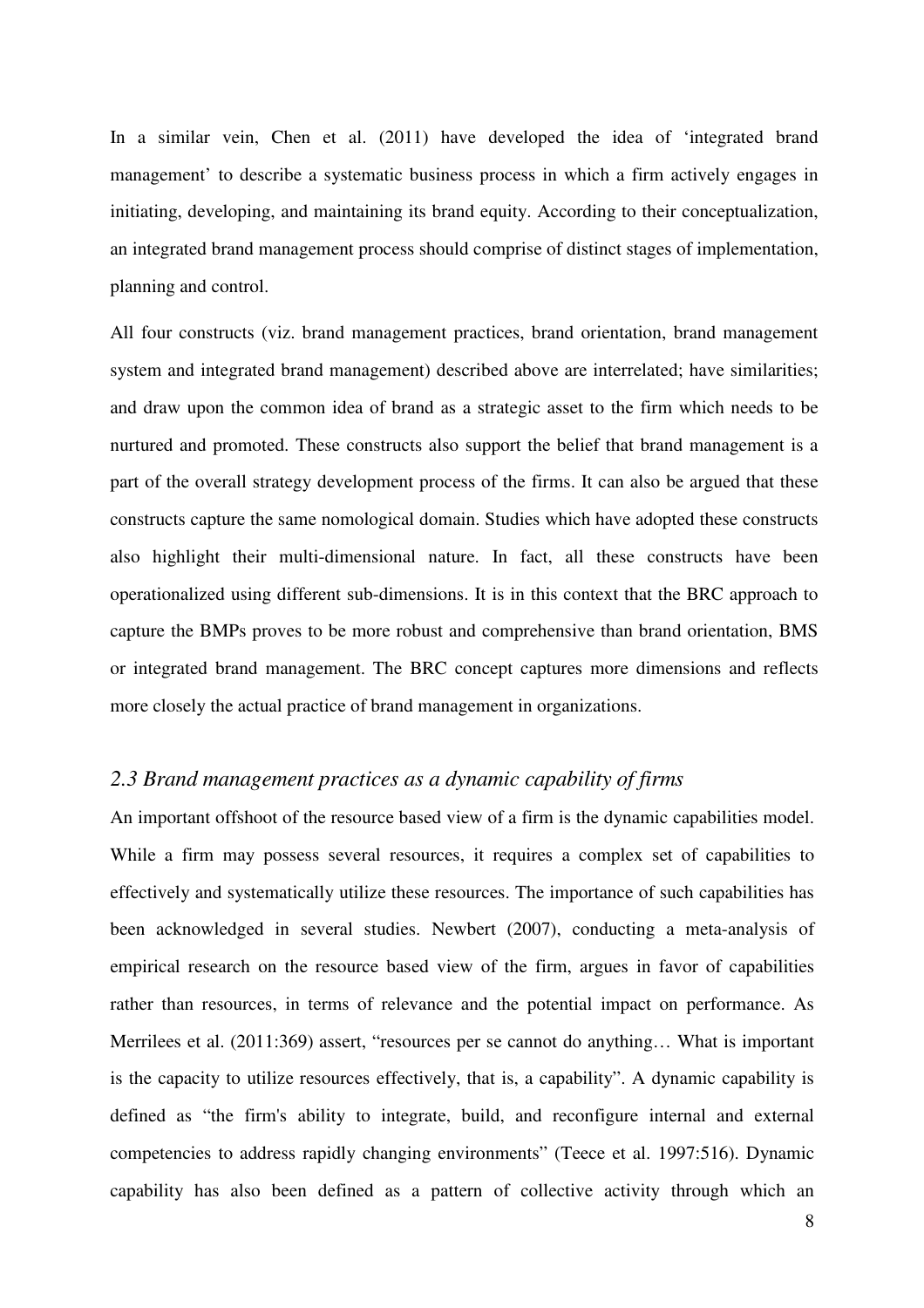In a similar vein, Chen et al. (2011) have developed the idea of 'integrated brand management' to describe a systematic business process in which a firm actively engages in initiating, developing, and maintaining its brand equity. According to their conceptualization, an integrated brand management process should comprise of distinct stages of implementation, planning and control.

All four constructs (viz. brand management practices, brand orientation, brand management system and integrated brand management) described above are interrelated; have similarities; and draw upon the common idea of brand as a strategic asset to the firm which needs to be nurtured and promoted. These constructs also support the belief that brand management is a part of the overall strategy development process of the firms. It can also be argued that these constructs capture the same nomological domain. Studies which have adopted these constructs also highlight their multi-dimensional nature. In fact, all these constructs have been operationalized using different sub-dimensions. It is in this context that the BRC approach to capture the BMPs proves to be more robust and comprehensive than brand orientation, BMS or integrated brand management. The BRC concept captures more dimensions and reflects more closely the actual practice of brand management in organizations.

### *2.3 Brand management practices as a dynamic capability of firms*

An important offshoot of the resource based view of a firm is the dynamic capabilities model. While a firm may possess several resources, it requires a complex set of capabilities to effectively and systematically utilize these resources. The importance of such capabilities has been acknowledged in several studies. Newbert (2007), conducting a meta-analysis of empirical research on the resource based view of the firm, argues in favor of capabilities rather than resources, in terms of relevance and the potential impact on performance. As Merrilees et al. (2011:369) assert, "resources per se cannot do anything… What is important is the capacity to utilize resources effectively, that is, a capability". A dynamic capability is defined as "the firm's ability to integrate, build, and reconfigure internal and external competencies to address rapidly changing environments" (Teece et al. 1997:516). Dynamic capability has also been defined as a pattern of collective activity through which an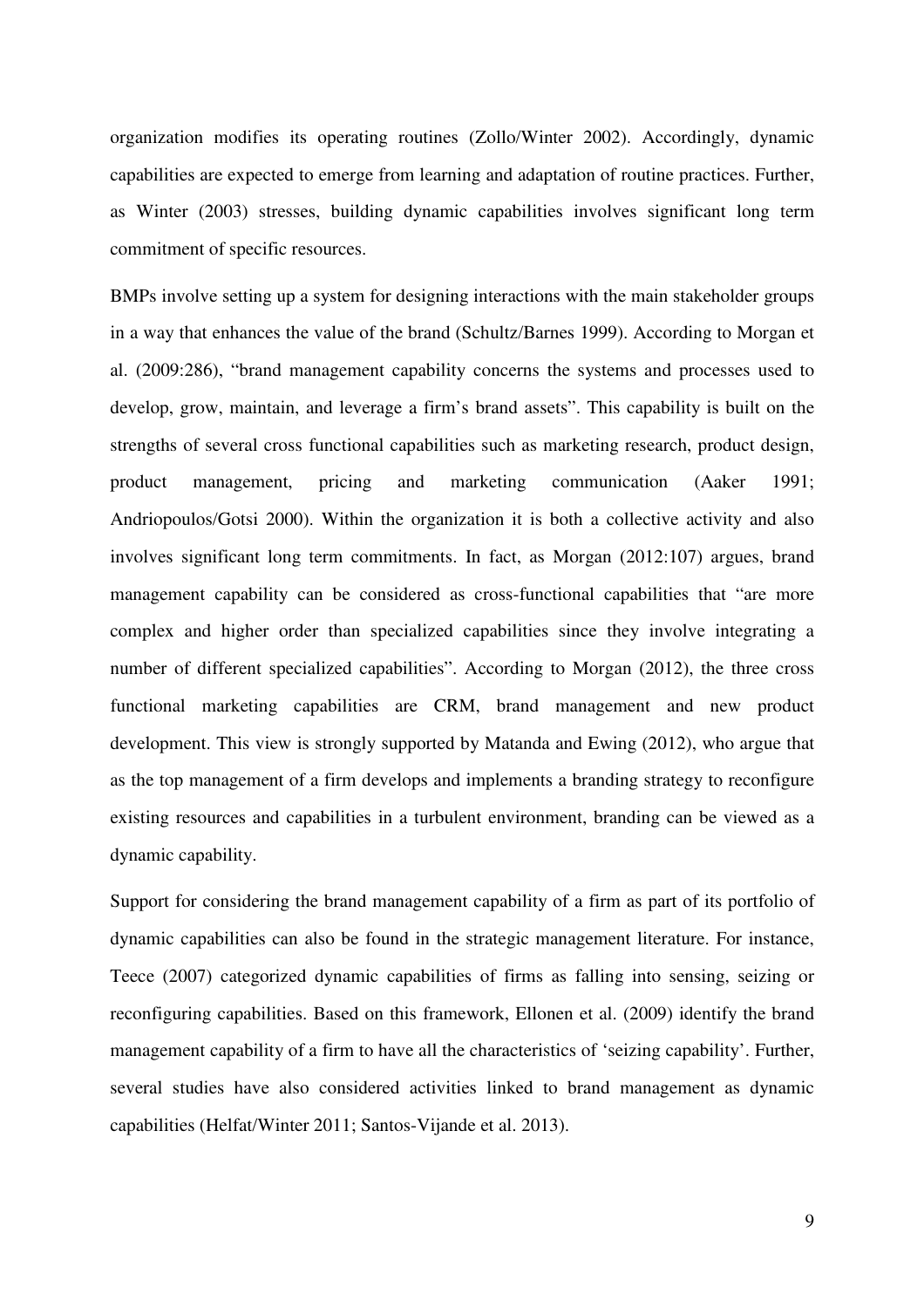organization modifies its operating routines (Zollo/Winter 2002). Accordingly, dynamic capabilities are expected to emerge from learning and adaptation of routine practices. Further, as Winter (2003) stresses, building dynamic capabilities involves significant long term commitment of specific resources.

BMPs involve setting up a system for designing interactions with the main stakeholder groups in a way that enhances the value of the brand (Schultz/Barnes 1999). According to Morgan et al. (2009:286), "brand management capability concerns the systems and processes used to develop, grow, maintain, and leverage a firm's brand assets". This capability is built on the strengths of several cross functional capabilities such as marketing research, product design, product management, pricing and marketing communication (Aaker 1991; Andriopoulos/Gotsi 2000). Within the organization it is both a collective activity and also involves significant long term commitments. In fact, as Morgan (2012:107) argues, brand management capability can be considered as cross-functional capabilities that "are more complex and higher order than specialized capabilities since they involve integrating a number of different specialized capabilities". According to Morgan (2012), the three cross functional marketing capabilities are CRM, brand management and new product development. This view is strongly supported by Matanda and Ewing (2012), who argue that as the top management of a firm develops and implements a branding strategy to reconfigure existing resources and capabilities in a turbulent environment, branding can be viewed as a dynamic capability.

Support for considering the brand management capability of a firm as part of its portfolio of dynamic capabilities can also be found in the strategic management literature. For instance, Teece (2007) categorized dynamic capabilities of firms as falling into sensing, seizing or reconfiguring capabilities. Based on this framework, Ellonen et al. (2009) identify the brand management capability of a firm to have all the characteristics of 'seizing capability'. Further, several studies have also considered activities linked to brand management as dynamic capabilities (Helfat/Winter 2011; Santos-Vijande et al. 2013).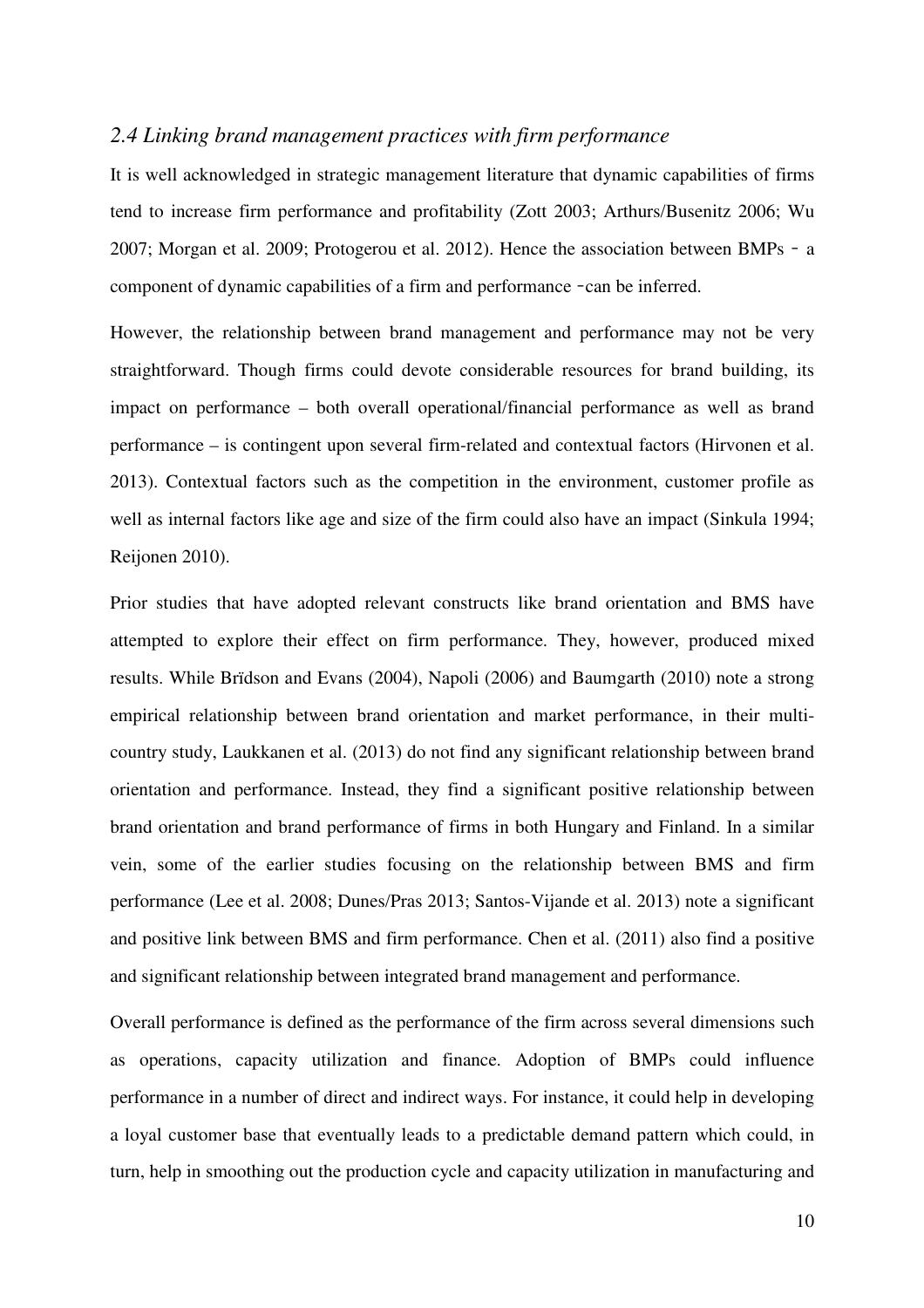### *2.4 Linking brand management practices with firm performance*

It is well acknowledged in strategic management literature that dynamic capabilities of firms tend to increase firm performance and profitability (Zott 2003; Arthurs/Busenitz 2006; Wu 2007; Morgan et al. 2009; Protogerou et al. 2012). Hence the association between BMPs – a component of dynamic capabilities of a firm and performance –can be inferred.

However, the relationship between brand management and performance may not be very straightforward. Though firms could devote considerable resources for brand building, its impact on performance – both overall operational/financial performance as well as brand performance – is contingent upon several firm-related and contextual factors (Hirvonen et al. 2013). Contextual factors such as the competition in the environment, customer profile as well as internal factors like age and size of the firm could also have an impact (Sinkula 1994; Reijonen 2010).

Prior studies that have adopted relevant constructs like brand orientation and BMS have attempted to explore their effect on firm performance. They, however, produced mixed results. While Brïdson and Evans (2004), Napoli (2006) and Baumgarth (2010) note a strong empirical relationship between brand orientation and market performance, in their multi-country study, Laukkanen et al. (2013) do not find any significant relationship between brand orientation and performance. Instead, they find a significant positive relationship between brand orientation and brand performance of firms in both Hungary and Finland. In a similar vein, some of the earlier studies focusing on the relationship between BMS and firm performance (Lee et al. 2008; Dunes/Pras 2013; Santos-Vijande et al. 2013) note a significant and positive link between BMS and firm performance. Chen et al. (2011) also find a positive and significant relationship between integrated brand management and performance.

Overall performance is defined as the performance of the firm across several dimensions such as operations, capacity utilization and finance. Adoption of BMPs could influence performance in a number of direct and indirect ways. For instance, it could help in developing a loyal customer base that eventually leads to a predictable demand pattern which could, in turn, help in smoothing out the production cycle and capacity utilization in manufacturing and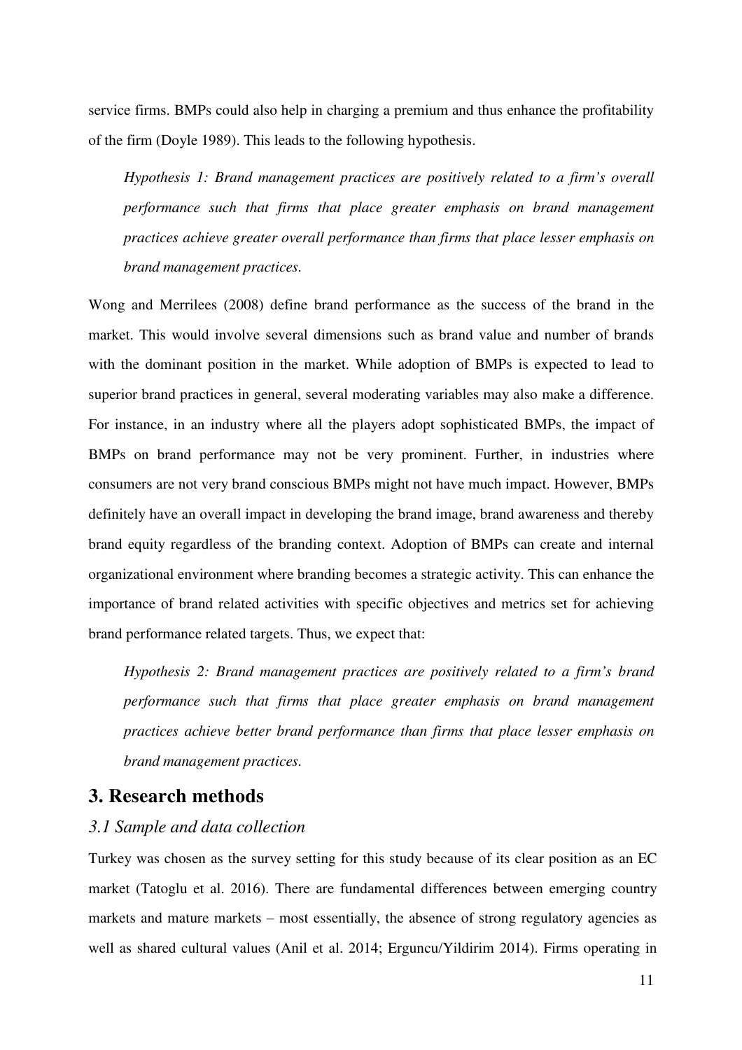service firms. BMPs could also help in charging a premium and thus enhance the profitability of the firm (Doyle 1989). This leads to the following hypothesis.

*Hypothesis 1: Brand management practices are positively related to a firm's overall performance such that firms that place greater emphasis on brand management practices achieve greater overall performance than firms that place lesser emphasis on brand management practices.*

Wong and Merrilees (2008) define brand performance as the success of the brand in the market. This would involve several dimensions such as brand value and number of brands with the dominant position in the market. While adoption of BMPs is expected to lead to superior brand practices in general, several moderating variables may also make a difference. For instance, in an industry where all the players adopt sophisticated BMPs, the impact of BMPs on brand performance may not be very prominent. Further, in industries where consumers are not very brand conscious BMPs might not have much impact. However, BMPs definitely have an overall impact in developing the brand image, brand awareness and thereby brand equity regardless of the branding context. Adoption of BMPs can create and internal organizational environment where branding becomes a strategic activity. This can enhance the importance of brand related activities with specific objectives and metrics set for achieving brand performance related targets. Thus, we expect that:

*Hypothesis 2: Brand management practices are positively related to a firm's brand performance such that firms that place greater emphasis on brand management practices achieve better brand performance than firms that place lesser emphasis on brand management practices.*

## 3. Research methods

### *3.1 Sample and data collection*

Turkey was chosen as the survey setting for this study because of its clear position as an EC market (Tatoglu et al. 2016). There are fundamental differences between emerging country markets and mature markets – most essentially, the absence of strong regulatory agencies as well as shared cultural values (Anil et al. 2014; Erguncu/Yildirim 2014). Firms operating in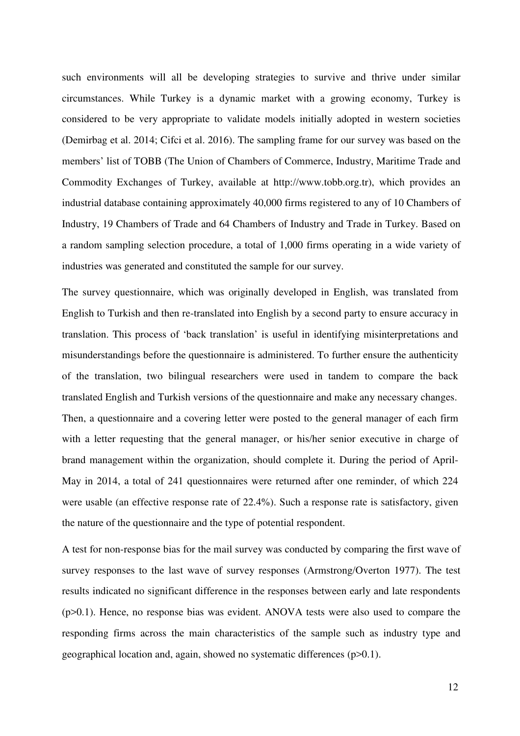such environments will all be developing strategies to survive and thrive under similar circumstances. While Turkey is a dynamic market with a growing economy, Turkey is considered to be very appropriate to validate models initially adopted in western societies (Demirbag et al. 2014; Cifci et al. 2016). The sampling frame for our survey was based on the members' list of TOBB (The Union of Chambers of Commerce, Industry, Maritime Trade and Commodity Exchanges of Turkey, available at http://www.tobb.org.tr), which provides an industrial database containing approximately 40,000 firms registered to any of 10 Chambers of Industry, 19 Chambers of Trade and 64 Chambers of Industry and Trade in Turkey. Based on a random sampling selection procedure, a total of 1,000 firms operating in a wide variety of industries was generated and constituted the sample for our survey.

The survey questionnaire, which was originally developed in English, was translated from English to Turkish and then re-translated into English by a second party to ensure accuracy in translation. This process of 'back translation' is useful in identifying misinterpretations and misunderstandings before the questionnaire is administered. To further ensure the authenticity of the translation, two bilingual researchers were used in tandem to compare the back translated English and Turkish versions of the questionnaire and make any necessary changes. Then, a questionnaire and a covering letter were posted to the general manager of each firm with a letter requesting that the general manager, or his/her senior executive in charge of brand management within the organization, should complete it. During the period of April-May in 2014, a total of 241 questionnaires were returned after one reminder, of which 224 were usable (an effective response rate of 22.4%). Such a response rate is satisfactory, given the nature of the questionnaire and the type of potential respondent.

A test for non-response bias for the mail survey was conducted by comparing the first wave of survey responses to the last wave of survey responses (Armstrong/Overton 1977). The test results indicated no significant difference in the responses between early and late respondents ($p>0.1$). Hence, no response bias was evident. ANOVA tests were also used to compare the responding firms across the main characteristics of the sample such as industry type and geographical location and, again, showed no systematic differences ($p>0.1$).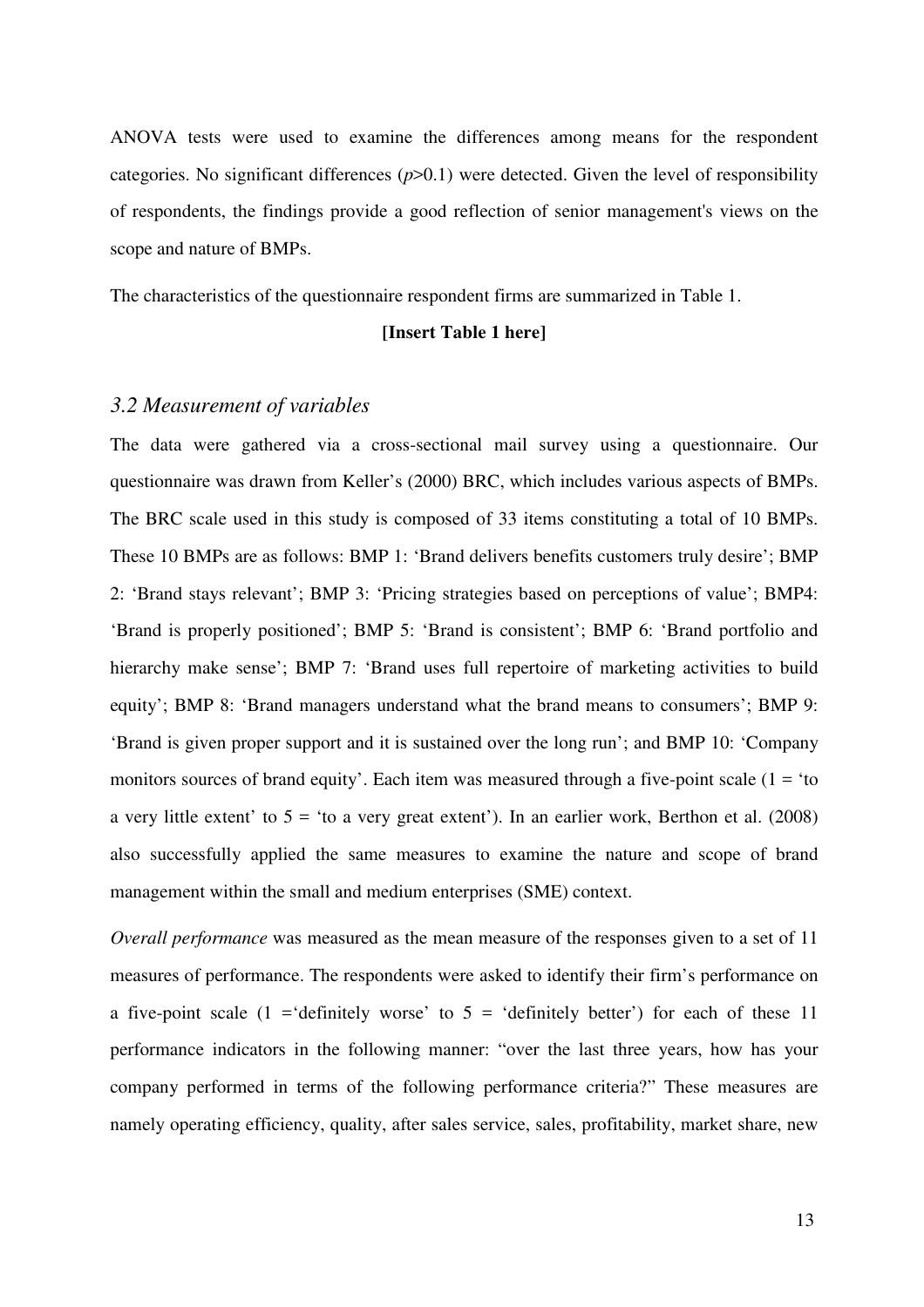ANOVA tests were used to examine the differences among means for the respondent categories. No significant differences ($p$>0.1) were detected. Given the level of responsibility of respondents, the findings provide a good reflection of senior management's views on the scope and nature of BMPs.

The characteristics of the questionnaire respondent firms are summarized in Table 1.

**[Insert Table 1 here]**

### *3.2 Measurement of variables*

The data were gathered via a cross-sectional mail survey using a questionnaire. Our questionnaire was drawn from Keller's (2000) BRC, which includes various aspects of BMPs. The BRC scale used in this study is composed of 33 items constituting a total of 10 BMPs. These 10 BMPs are as follows: BMP 1: 'Brand delivers benefits customers truly desire'; BMP 2: 'Brand stays relevant'; BMP 3: 'Pricing strategies based on perceptions of value'; BMP4: 'Brand is properly positioned'; BMP 5: 'Brand is consistent'; BMP 6: 'Brand portfolio and hierarchy make sense'; BMP 7: 'Brand uses full repertoire of marketing activities to build equity'; BMP 8: 'Brand managers understand what the brand means to consumers'; BMP 9: 'Brand is given proper support and it is sustained over the long run'; and BMP 10: 'Company monitors sources of brand equity'. Each item was measured through a five-point scale (1 = 'to a very little extent' to 5 = 'to a very great extent'). In an earlier work, Berthon et al. (2008) also successfully applied the same measures to examine the nature and scope of brand management within the small and medium enterprises (SME) context.

*Overall performance* was measured as the mean measure of the responses given to a set of 11 measures of performance. The respondents were asked to identify their firm's performance on a five-point scale (1 ='definitely worse' to 5 = 'definitely better') for each of these 11 performance indicators in the following manner: "over the last three years, how has your company performed in terms of the following performance criteria?" These measures are namely operating efficiency, quality, after sales service, sales, profitability, market share, new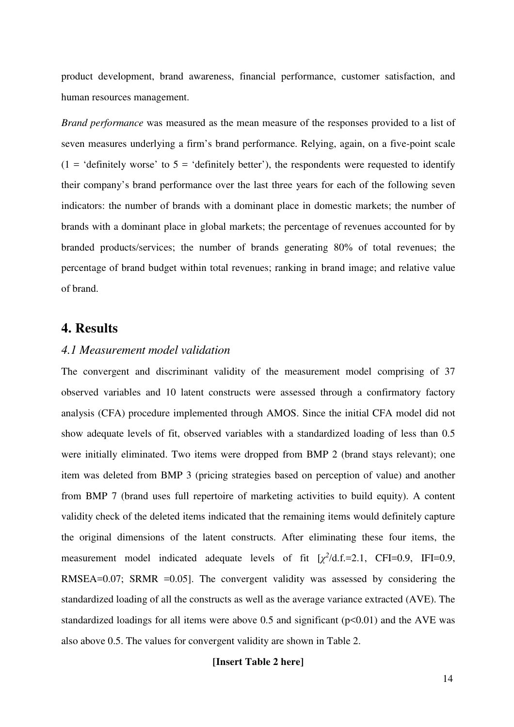product development, brand awareness, financial performance, customer satisfaction, and human resources management.

*Brand performance* was measured as the mean measure of the responses provided to a list of seven measures underlying a firm's brand performance. Relying, again, on a five-point scale (1 = 'definitely worse' to 5 = 'definitely better'), the respondents were requested to identify their company's brand performance over the last three years for each of the following seven indicators: the number of brands with a dominant place in domestic markets; the number of brands with a dominant place in global markets; the percentage of revenues accounted for by branded products/services; the number of brands generating 80% of total revenues; the percentage of brand budget within total revenues; ranking in brand image; and relative value of brand.

# 4. Results

## *4.1 Measurement model validation*

The convergent and discriminant validity of the measurement model comprising of 37 observed variables and 10 latent constructs were assessed through a confirmatory factor analysis (CFA) procedure implemented through AMOS. Since the initial CFA model did not show adequate levels of fit, observed variables with a standardized loading of less than 0.5 were initially eliminated. Two items were dropped from BMP 2 (brand stays relevant); one item was deleted from BMP 3 (pricing strategies based on perception of value) and another from BMP 7 (brand uses full repertoire of marketing activities to build equity). A content validity check of the deleted items indicated that the remaining items would definitely capture the original dimensions of the latent constructs. After eliminating these four items, the measurement model indicated adequate levels of fit [$\chi^2$/d.f.=2.1, CFI=0.9, IFI=0.9, RMSEA=0.07; SRMR =0.05]. The convergent validity was assessed by considering the standardized loading of all the constructs as well as the average variance extracted (AVE). The standardized loadings for all items were above 0.5 and significant ($p<0.01$) and the AVE was also above 0.5. The values for convergent validity are shown in Table 2.

**[Insert Table 2 here]**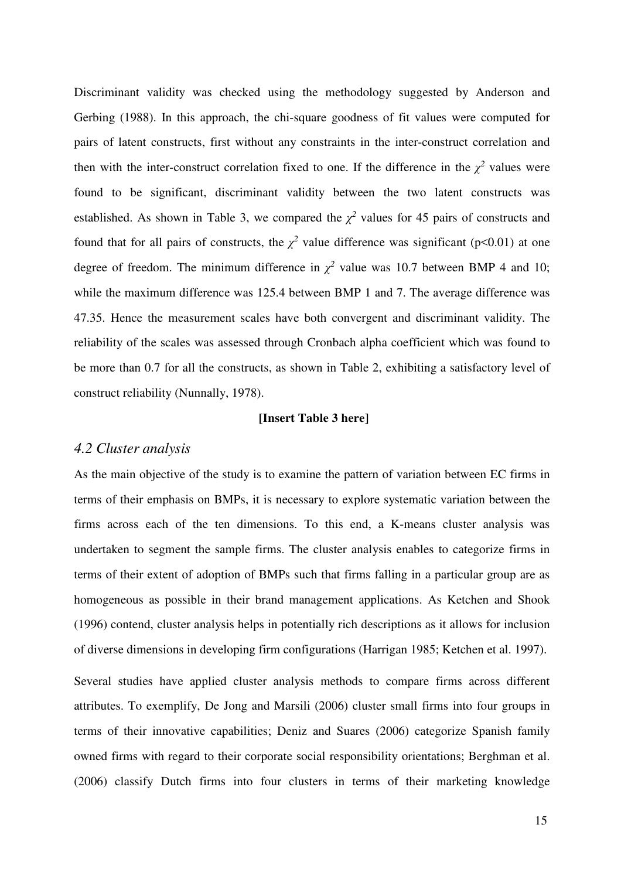Discriminant validity was checked using the methodology suggested by Anderson and Gerbing (1988). In this approach, the chi-square goodness of fit values were computed for pairs of latent constructs, first without any constraints in the inter-construct correlation and then with the inter-construct correlation fixed to one. If the difference in the $\chi^2$ values were found to be significant, discriminant validity between the two latent constructs was established. As shown in Table 3, we compared the $\chi^2$ values for 45 pairs of constructs and found that for all pairs of constructs, the $\chi^2$ value difference was significant ($p<0.01$) at one degree of freedom. The minimum difference in $\chi^2$ value was 10.7 between BMP 4 and 10; while the maximum difference was 125.4 between BMP 1 and 7. The average difference was 47.35. Hence the measurement scales have both convergent and discriminant validity. The reliability of the scales was assessed through Cronbach alpha coefficient which was found to be more than 0.7 for all the constructs, as shown in Table 2, exhibiting a satisfactory level of construct reliability (Nunnally, 1978).

**[Insert Table 3 here]**

### *4.2 Cluster analysis*

As the main objective of the study is to examine the pattern of variation between EC firms in terms of their emphasis on BMPs, it is necessary to explore systematic variation between the firms across each of the ten dimensions. To this end, a K-means cluster analysis was undertaken to segment the sample firms. The cluster analysis enables to categorize firms in terms of their extent of adoption of BMPs such that firms falling in a particular group are as homogeneous as possible in their brand management applications. As Ketchen and Shook (1996) contend, cluster analysis helps in potentially rich descriptions as it allows for inclusion of diverse dimensions in developing firm configurations (Harrigan 1985; Ketchen et al. 1997).

Several studies have applied cluster analysis methods to compare firms across different attributes. To exemplify, De Jong and Marsili (2006) cluster small firms into four groups in terms of their innovative capabilities; Deniz and Suares (2006) categorize Spanish family owned firms with regard to their corporate social responsibility orientations; Berghman et al. (2006) classify Dutch firms into four clusters in terms of their marketing knowledge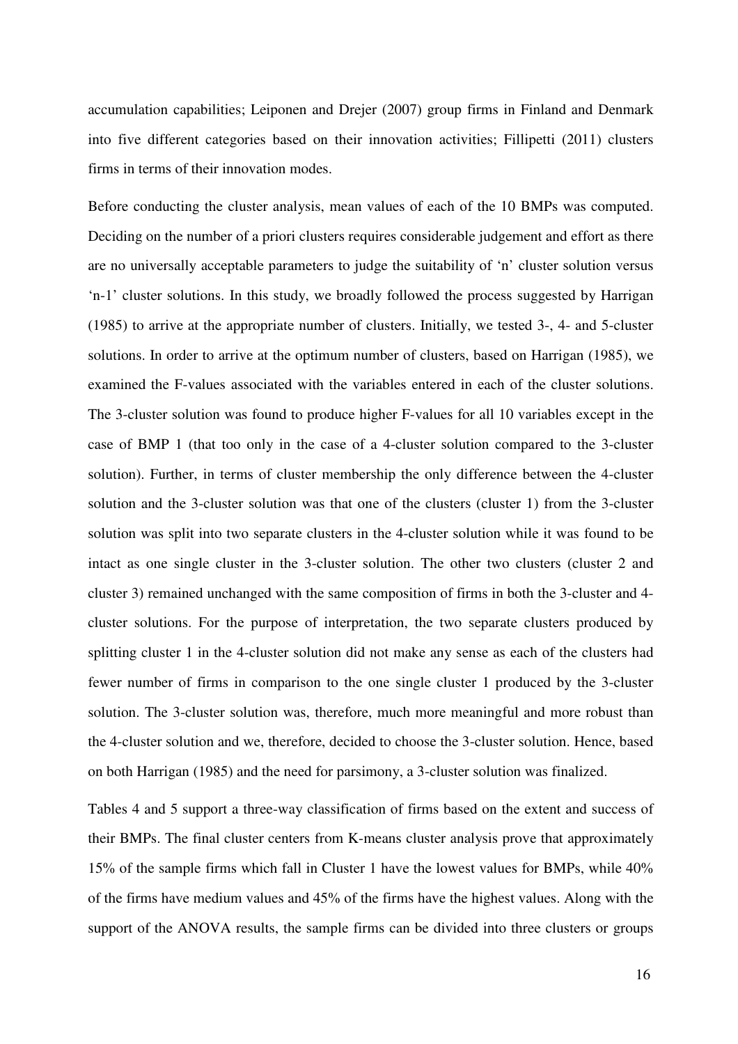accumulation capabilities; Leiponen and Drejer (2007) group firms in Finland and Denmark into five different categories based on their innovation activities; Fillipetti (2011) clusters firms in terms of their innovation modes.

Before conducting the cluster analysis, mean values of each of the 10 BMPs was computed. Deciding on the number of a priori clusters requires considerable judgement and effort as there are no universally acceptable parameters to judge the suitability of 'n' cluster solution versus 'n-1' cluster solutions. In this study, we broadly followed the process suggested by Harrigan (1985) to arrive at the appropriate number of clusters. Initially, we tested 3-, 4- and 5-cluster solutions. In order to arrive at the optimum number of clusters, based on Harrigan (1985), we examined the F-values associated with the variables entered in each of the cluster solutions. The 3-cluster solution was found to produce higher F-values for all 10 variables except in the case of BMP 1 (that too only in the case of a 4-cluster solution compared to the 3-cluster solution). Further, in terms of cluster membership the only difference between the 4-cluster solution and the 3-cluster solution was that one of the clusters (cluster 1) from the 3-cluster solution was split into two separate clusters in the 4-cluster solution while it was found to be intact as one single cluster in the 3-cluster solution. The other two clusters (cluster 2 and cluster 3) remained unchanged with the same composition of firms in both the 3-cluster and 4-cluster solutions. For the purpose of interpretation, the two separate clusters produced by splitting cluster 1 in the 4-cluster solution did not make any sense as each of the clusters had fewer number of firms in comparison to the one single cluster 1 produced by the 3-cluster solution. The 3-cluster solution was, therefore, much more meaningful and more robust than the 4-cluster solution and we, therefore, decided to choose the 3-cluster solution. Hence, based on both Harrigan (1985) and the need for parsimony, a 3-cluster solution was finalized.

Tables 4 and 5 support a three-way classification of firms based on the extent and success of their BMPs. The final cluster centers from K-means cluster analysis prove that approximately 15% of the sample firms which fall in Cluster 1 have the lowest values for BMPs, while 40% of the firms have medium values and 45% of the firms have the highest values. Along with the support of the ANOVA results, the sample firms can be divided into three clusters or groups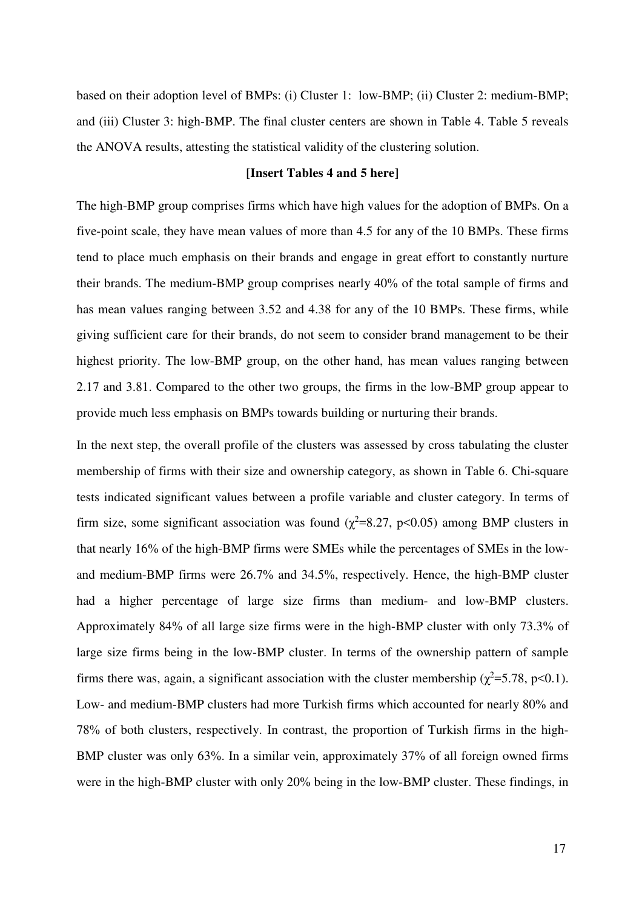based on their adoption level of BMPs: (i) Cluster 1: low-BMP; (ii) Cluster 2: medium-BMP; and (iii) Cluster 3: high-BMP. The final cluster centers are shown in Table 4. Table 5 reveals the ANOVA results, attesting the statistical validity of the clustering solution.

**[Insert Tables 4 and 5 here]**

The high-BMP group comprises firms which have high values for the adoption of BMPs. On a five-point scale, they have mean values of more than 4.5 for any of the 10 BMPs. These firms tend to place much emphasis on their brands and engage in great effort to constantly nurture their brands. The medium-BMP group comprises nearly 40% of the total sample of firms and has mean values ranging between 3.52 and 4.38 for any of the 10 BMPs. These firms, while giving sufficient care for their brands, do not seem to consider brand management to be their highest priority. The low-BMP group, on the other hand, has mean values ranging between 2.17 and 3.81. Compared to the other two groups, the firms in the low-BMP group appear to provide much less emphasis on BMPs towards building or nurturing their brands.

In the next step, the overall profile of the clusters was assessed by cross tabulating the cluster membership of firms with their size and ownership category, as shown in Table 6. Chi-square tests indicated significant values between a profile variable and cluster category. In terms of firm size, some significant association was found ($\chi^2$=8.27, $p$<0.05) among BMP clusters in that nearly 16% of the high-BMP firms were SMEs while the percentages of SMEs in the low- and medium-BMP firms were 26.7% and 34.5%, respectively. Hence, the high-BMP cluster had a higher percentage of large size firms than medium- and low-BMP clusters. Approximately 84% of all large size firms were in the high-BMP cluster with only 73.3% of large size firms being in the low-BMP cluster. In terms of the ownership pattern of sample firms there was, again, a significant association with the cluster membership ($\chi^2$=5.78, $p$<0.1). Low- and medium-BMP clusters had more Turkish firms which accounted for nearly 80% and 78% of both clusters, respectively. In contrast, the proportion of Turkish firms in the high-BMP cluster was only 63%. In a similar vein, approximately 37% of all foreign owned firms were in the high-BMP cluster with only 20% being in the low-BMP cluster. These findings, in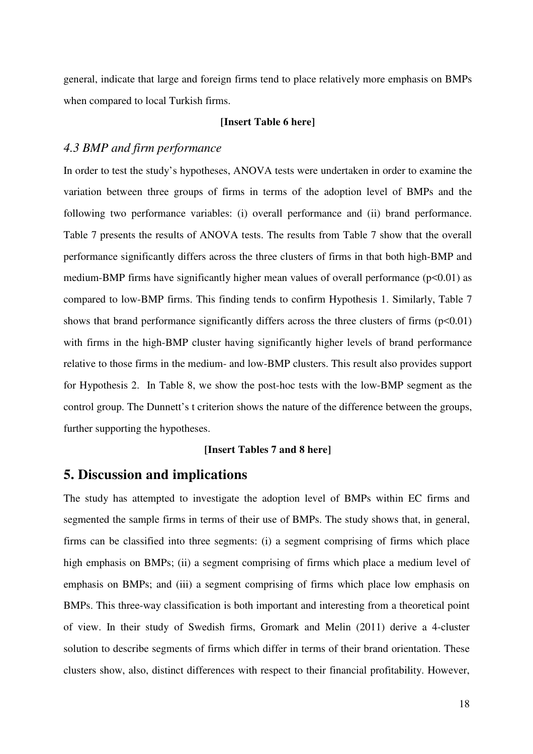general, indicate that large and foreign firms tend to place relatively more emphasis on BMPs when compared to local Turkish firms.

**[Insert Table 6 here]**

### *4.3 BMP and firm performance*

In order to test the study's hypotheses, ANOVA tests were undertaken in order to examine the variation between three groups of firms in terms of the adoption level of BMPs and the following two performance variables: (i) overall performance and (ii) brand performance. Table 7 presents the results of ANOVA tests. The results from Table 7 show that the overall performance significantly differs across the three clusters of firms in that both high-BMP and medium-BMP firms have significantly higher mean values of overall performance ($p<0.01$) as compared to low-BMP firms. This finding tends to confirm Hypothesis 1. Similarly, Table 7 shows that brand performance significantly differs across the three clusters of firms ($p<0.01$) with firms in the high-BMP cluster having significantly higher levels of brand performance relative to those firms in the medium- and low-BMP clusters. This result also provides support for Hypothesis 2. In Table 8, we show the post-hoc tests with the low-BMP segment as the control group. The Dunnett's t criterion shows the nature of the difference between the groups, further supporting the hypotheses.

**[Insert Tables 7 and 8 here]**

## 5. Discussion and implications

The study has attempted to investigate the adoption level of BMPs within EC firms and segmented the sample firms in terms of their use of BMPs. The study shows that, in general, firms can be classified into three segments: (i) a segment comprising of firms which place high emphasis on BMPs; (ii) a segment comprising of firms which place a medium level of emphasis on BMPs; and (iii) a segment comprising of firms which place low emphasis on BMPs. This three-way classification is both important and interesting from a theoretical point of view. In their study of Swedish firms, Gromark and Melin (2011) derive a 4-cluster solution to describe segments of firms which differ in terms of their brand orientation. These clusters show, also, distinct differences with respect to their financial profitability. However,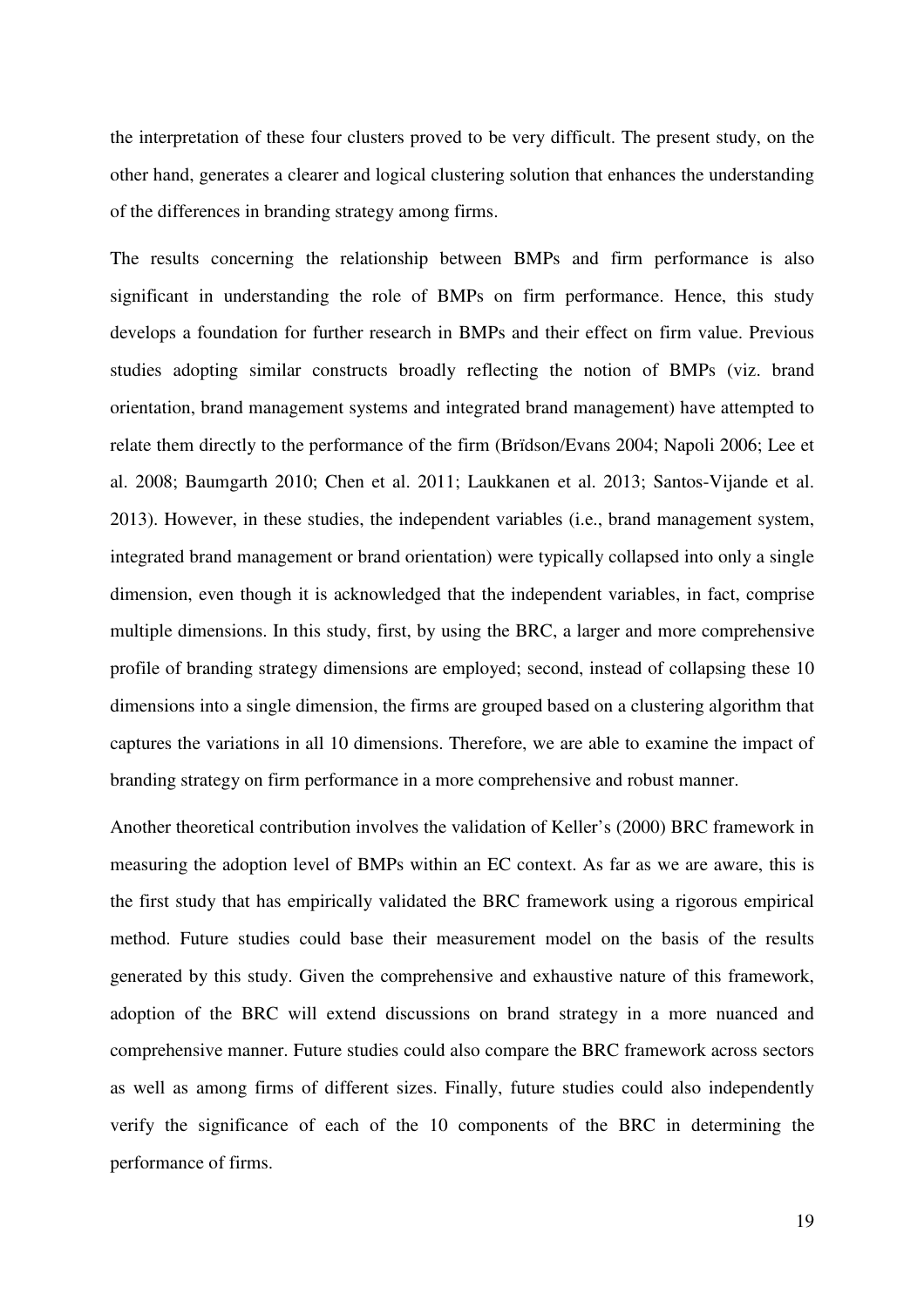the interpretation of these four clusters proved to be very difficult. The present study, on the other hand, generates a clearer and logical clustering solution that enhances the understanding of the differences in branding strategy among firms.

The results concerning the relationship between BMPs and firm performance is also significant in understanding the role of BMPs on firm performance. Hence, this study develops a foundation for further research in BMPs and their effect on firm value. Previous studies adopting similar constructs broadly reflecting the notion of BMPs (viz. brand orientation, brand management systems and integrated brand management) have attempted to relate them directly to the performance of the firm (Brïdson/Evans 2004; Napoli 2006; Lee et al. 2008; Baumgarth 2010; Chen et al. 2011; Laukkanen et al. 2013; Santos-Vijande et al. 2013). However, in these studies, the independent variables (i.e., brand management system, integrated brand management or brand orientation) were typically collapsed into only a single dimension, even though it is acknowledged that the independent variables, in fact, comprise multiple dimensions. In this study, first, by using the BRC, a larger and more comprehensive profile of branding strategy dimensions are employed; second, instead of collapsing these 10 dimensions into a single dimension, the firms are grouped based on a clustering algorithm that captures the variations in all 10 dimensions. Therefore, we are able to examine the impact of branding strategy on firm performance in a more comprehensive and robust manner.

Another theoretical contribution involves the validation of Keller's (2000) BRC framework in measuring the adoption level of BMPs within an EC context. As far as we are aware, this is the first study that has empirically validated the BRC framework using a rigorous empirical method. Future studies could base their measurement model on the basis of the results generated by this study. Given the comprehensive and exhaustive nature of this framework, adoption of the BRC will extend discussions on brand strategy in a more nuanced and comprehensive manner. Future studies could also compare the BRC framework across sectors as well as among firms of different sizes. Finally, future studies could also independently verify the significance of each of the 10 components of the BRC in determining the performance of firms.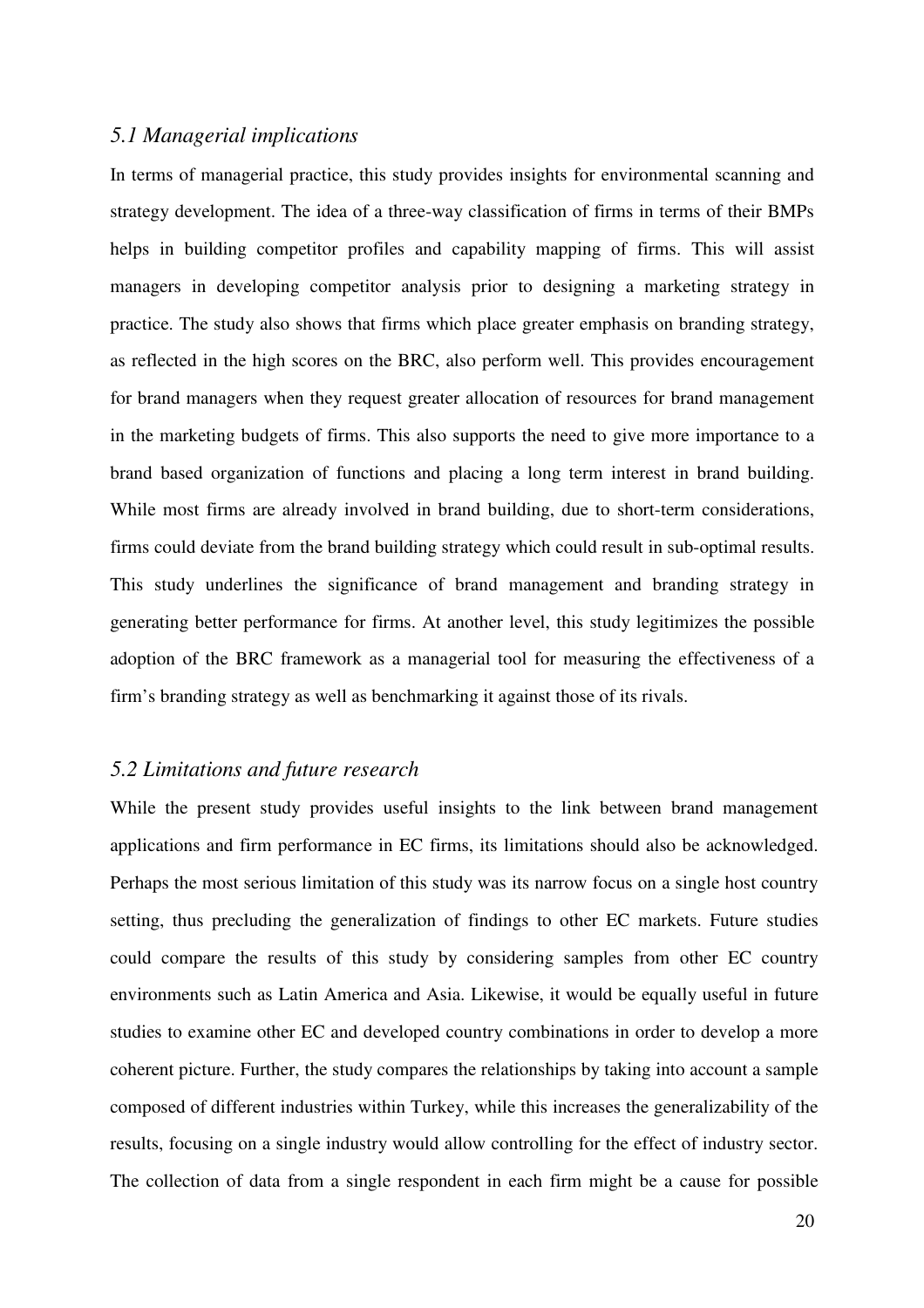### *5.1 Managerial implications*

In terms of managerial practice, this study provides insights for environmental scanning and strategy development. The idea of a three-way classification of firms in terms of their BMPs helps in building competitor profiles and capability mapping of firms. This will assist managers in developing competitor analysis prior to designing a marketing strategy in practice. The study also shows that firms which place greater emphasis on branding strategy, as reflected in the high scores on the BRC, also perform well. This provides encouragement for brand managers when they request greater allocation of resources for brand management in the marketing budgets of firms. This also supports the need to give more importance to a brand based organization of functions and placing a long term interest in brand building. While most firms are already involved in brand building, due to short-term considerations, firms could deviate from the brand building strategy which could result in sub-optimal results. This study underlines the significance of brand management and branding strategy in generating better performance for firms. At another level, this study legitimizes the possible adoption of the BRC framework as a managerial tool for measuring the effectiveness of a firm's branding strategy as well as benchmarking it against those of its rivals.

### *5.2 Limitations and future research*

While the present study provides useful insights to the link between brand management applications and firm performance in EC firms, its limitations should also be acknowledged. Perhaps the most serious limitation of this study was its narrow focus on a single host country setting, thus precluding the generalization of findings to other EC markets. Future studies could compare the results of this study by considering samples from other EC country environments such as Latin America and Asia. Likewise, it would be equally useful in future studies to examine other EC and developed country combinations in order to develop a more coherent picture. Further, the study compares the relationships by taking into account a sample composed of different industries within Turkey, while this increases the generalizability of the results, focusing on a single industry would allow controlling for the effect of industry sector. The collection of data from a single respondent in each firm might be a cause for possible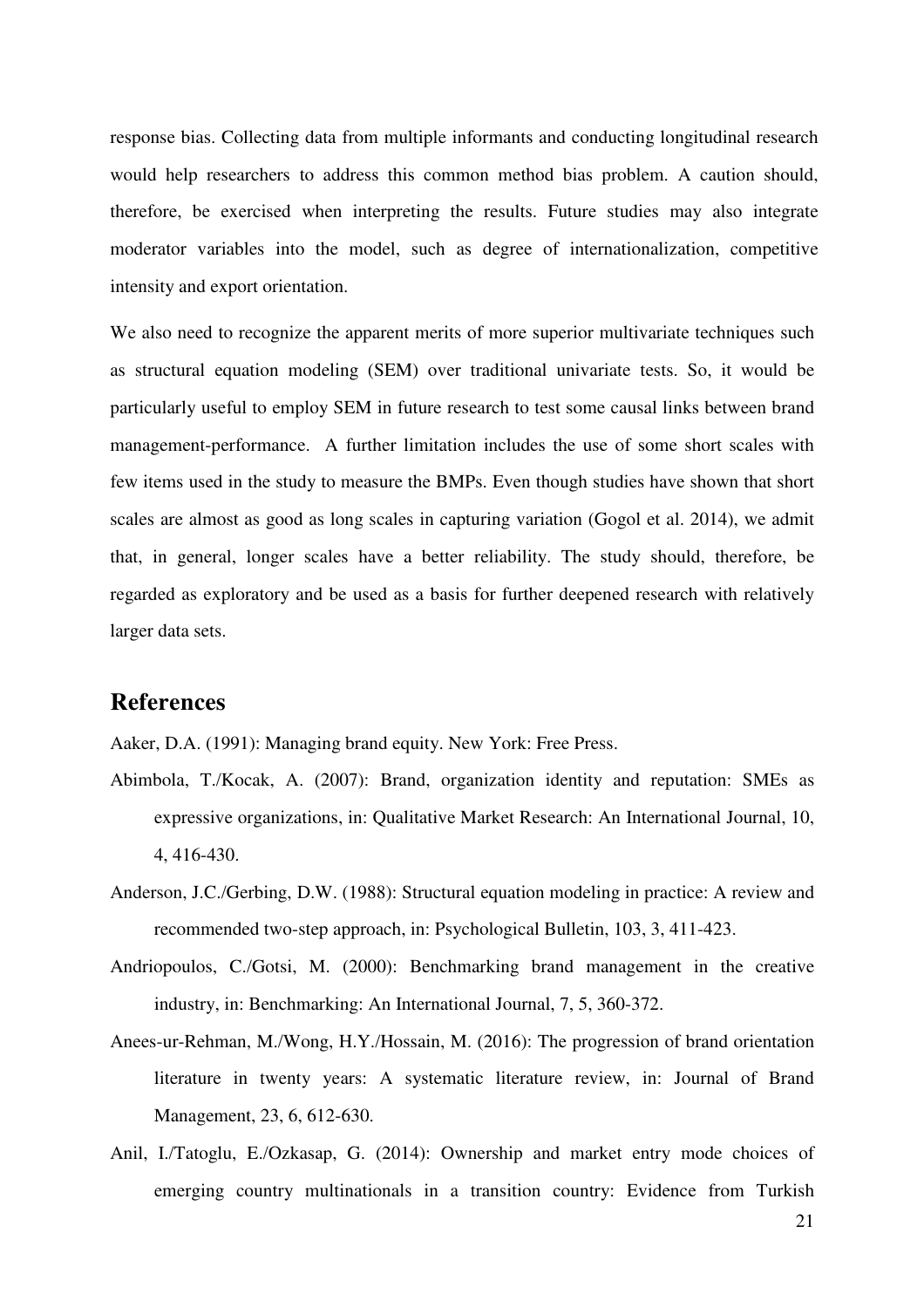response bias. Collecting data from multiple informants and conducting longitudinal research would help researchers to address this common method bias problem. A caution should, therefore, be exercised when interpreting the results. Future studies may also integrate moderator variables into the model, such as degree of internationalization, competitive intensity and export orientation.

We also need to recognize the apparent merits of more superior multivariate techniques such as structural equation modeling (SEM) over traditional univariate tests. So, it would be particularly useful to employ SEM in future research to test some causal links between brand management-performance. A further limitation includes the use of some short scales with few items used in the study to measure the BMPs. Even though studies have shown that short scales are almost as good as long scales in capturing variation (Gogol et al. 2014), we admit that, in general, longer scales have a better reliability. The study should, therefore, be regarded as exploratory and be used as a basis for further deepened research with relatively larger data sets.

## References

Aaker, D.A. (1991): Managing brand equity. New York: Free Press.

Abimbola, T./Kocak, A. (2007): Brand, organization identity and reputation: SMEs as expressive organizations, in: Qualitative Market Research: An International Journal, 10, 4, 416-430.

Anderson, J.C./Gerbing, D.W. (1988): Structural equation modeling in practice: A review and recommended two-step approach, in: Psychological Bulletin, 103, 3, 411-423.

Andriopoulos, C./Gotsi, M. (2000): Benchmarking brand management in the creative industry, in: Benchmarking: An International Journal, 7, 5, 360-372.

Anees-ur-Rehman, M./Wong, H.Y./Hossain, M. (2016): The progression of brand orientation literature in twenty years: A systematic literature review, in: Journal of Brand Management, 23, 6, 612-630.

Anil, I./Tatoglu, E./Ozkasap, G. (2014): Ownership and market entry mode choices of emerging country multinationals in a transition country: Evidence from Turkish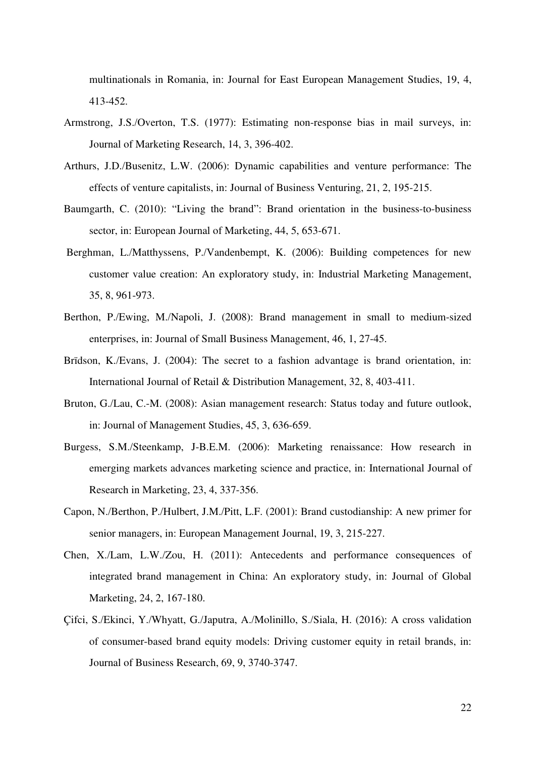multinationals in Romania, in: Journal for East European Management Studies, 19, 4, 413-452.

Armstrong, J.S./Overton, T.S. (1977): Estimating non-response bias in mail surveys, in: Journal of Marketing Research, 14, 3, 396-402.

Arthurs, J.D./Busenitz, L.W. (2006): Dynamic capabilities and venture performance: The effects of venture capitalists, in: Journal of Business Venturing, 21, 2, 195-215.

Baumgarth, C. (2010): "Living the brand": Brand orientation in the business-to-business sector, in: European Journal of Marketing, 44, 5, 653-671.

Berghman, L./Matthyssens, P./Vandenbempt, K. (2006): Building competences for new customer value creation: An exploratory study, in: Industrial Marketing Management, 35, 8, 961-973.

Berthon, P./Ewing, M./Napoli, J. (2008): Brand management in small to medium-sized enterprises, in: Journal of Small Business Management, 46, 1, 27-45.

Brïdson, K./Evans, J. (2004): The secret to a fashion advantage is brand orientation, in: International Journal of Retail & Distribution Management, 32, 8, 403-411.

Bruton, G./Lau, C.-M. (2008): Asian management research: Status today and future outlook, in: Journal of Management Studies, 45, 3, 636-659.

Burgess, S.M./Steenkamp, J-B.E.M. (2006): Marketing renaissance: How research in emerging markets advances marketing science and practice, in: International Journal of Research in Marketing, 23, 4, 337-356.

Capon, N./Berthon, P./Hulbert, J.M./Pitt, L.F. (2001): Brand custodianship: A new primer for senior managers, in: European Management Journal, 19, 3, 215-227.

Chen, X./Lam, L.W./Zou, H. (2011): Antecedents and performance consequences of integrated brand management in China: An exploratory study, in: Journal of Global Marketing, 24, 2, 167-180.

Çifci, S./Ekinci, Y./Whyatt, G./Japutra, A./Molinillo, S./Siala, H. (2016): A cross validation of consumer-based brand equity models: Driving customer equity in retail brands, in: Journal of Business Research, 69, 9, 3740-3747.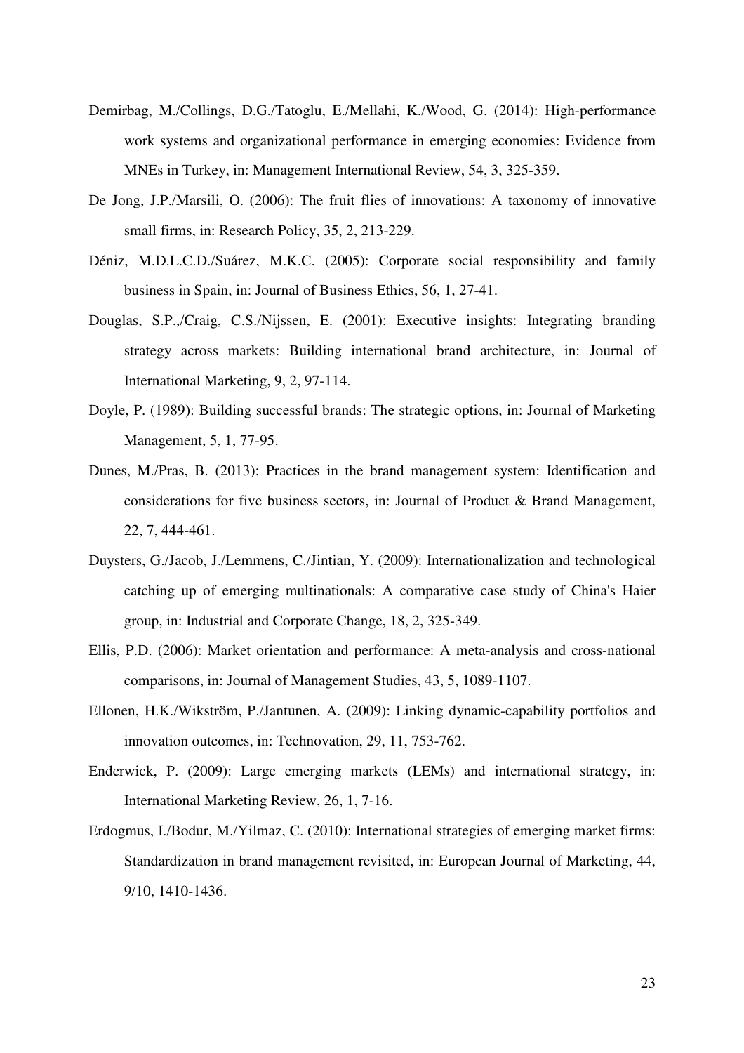Demirbag, M./Collings, D.G./Tatoglu, E./Mellahi, K./Wood, G. (2014): High-performance work systems and organizational performance in emerging economies: Evidence from MNEs in Turkey, in: Management International Review, 54, 3, 325-359.

De Jong, J.P./Marsili, O. (2006): The fruit flies of innovations: A taxonomy of innovative small firms, in: Research Policy, 35, 2, 213-229.

Déniz, M.D.L.C.D./Suárez, M.K.C. (2005): Corporate social responsibility and family business in Spain, in: Journal of Business Ethics, 56, 1, 27-41.

Douglas, S.P.,/Craig, C.S./Nijssen, E. (2001): Executive insights: Integrating branding strategy across markets: Building international brand architecture, in: Journal of International Marketing, 9, 2, 97-114.

Doyle, P. (1989): Building successful brands: The strategic options, in: Journal of Marketing Management, 5, 1, 77-95.

Dunes, M./Pras, B. (2013): Practices in the brand management system: Identification and considerations for five business sectors, in: Journal of Product & Brand Management, 22, 7, 444-461.

Duysters, G./Jacob, J./Lemmens, C./Jintian, Y. (2009): Internationalization and technological catching up of emerging multinationals: A comparative case study of China's Haier group, in: Industrial and Corporate Change, 18, 2, 325-349.

Ellis, P.D. (2006): Market orientation and performance: A meta-analysis and cross-national comparisons, in: Journal of Management Studies, 43, 5, 1089-1107.

Ellonen, H.K./Wikström, P./Jantunen, A. (2009): Linking dynamic-capability portfolios and innovation outcomes, in: Technovation, 29, 11, 753-762.

Enderwick, P. (2009): Large emerging markets (LEMs) and international strategy, in: International Marketing Review, 26, 1, 7-16.

Erdogmus, I./Bodur, M./Yilmaz, C. (2010): International strategies of emerging market firms: Standardization in brand management revisited, in: European Journal of Marketing, 44, 9/10, 1410-1436.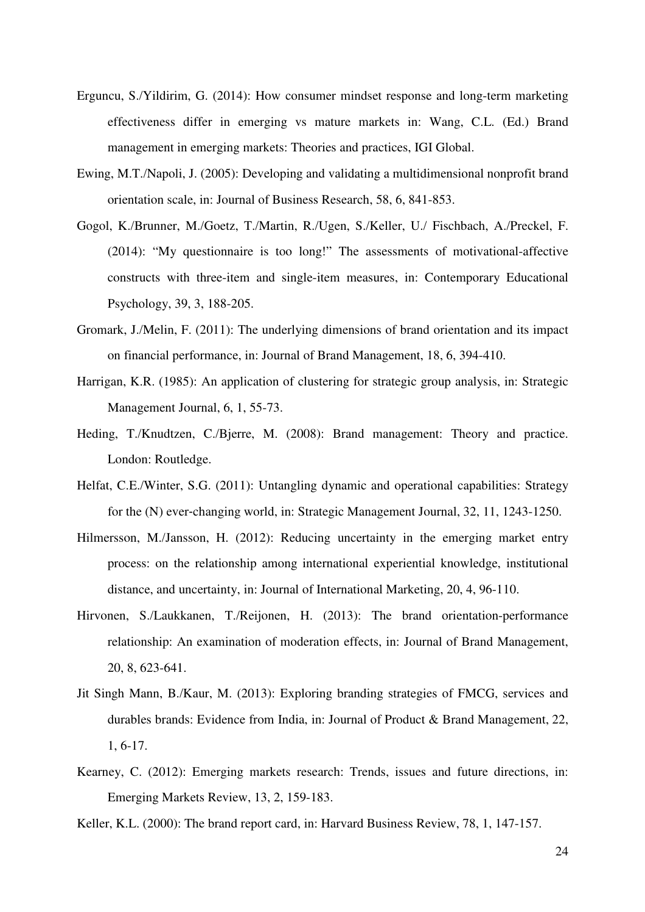Erguncu, S./Yildirim, G. (2014): How consumer mindset response and long-term marketing effectiveness differ in emerging vs mature markets in: Wang, C.L. (Ed.) Brand management in emerging markets: Theories and practices, IGI Global.

Ewing, M.T./Napoli, J. (2005): Developing and validating a multidimensional nonprofit brand orientation scale, in: Journal of Business Research, 58, 6, 841-853.

Gogol, K./Brunner, M./Goetz, T./Martin, R./Ugen, S./Keller, U./ Fischbach, A./Preckel, F. (2014): "My questionnaire is too long!" The assessments of motivational-affective constructs with three-item and single-item measures, in: Contemporary Educational Psychology, 39, 3, 188-205.

Gromark, J./Melin, F. (2011): The underlying dimensions of brand orientation and its impact on financial performance, in: Journal of Brand Management, 18, 6, 394-410.

Harrigan, K.R. (1985): An application of clustering for strategic group analysis, in: Strategic Management Journal, 6, 1, 55-73.

Heding, T./Knudtzen, C./Bjerre, M. (2008): Brand management: Theory and practice. London: Routledge.

Helfat, C.E./Winter, S.G. (2011): Untangling dynamic and operational capabilities: Strategy for the (N) ever-changing world, in: Strategic Management Journal, 32, 11, 1243-1250.

Hilmersson, M./Jansson, H. (2012): Reducing uncertainty in the emerging market entry process: on the relationship among international experiential knowledge, institutional distance, and uncertainty, in: Journal of International Marketing, 20, 4, 96-110.

Hirvonen, S./Laukkanen, T./Reijonen, H. (2013): The brand orientation-performance relationship: An examination of moderation effects, in: Journal of Brand Management, 20, 8, 623-641.

Jit Singh Mann, B./Kaur, M. (2013): Exploring branding strategies of FMCG, services and durables brands: Evidence from India, in: Journal of Product & Brand Management, 22, 1, 6-17.

Kearney, C. (2012): Emerging markets research: Trends, issues and future directions, in: Emerging Markets Review, 13, 2, 159-183.

Keller, K.L. (2000): The brand report card, in: Harvard Business Review, 78, 1, 147-157.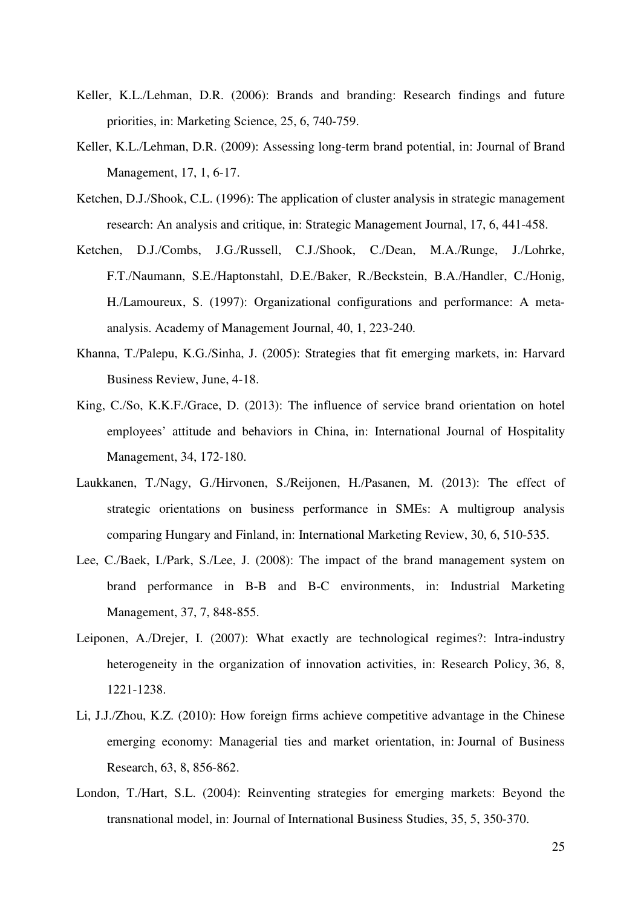Keller, K.L./Lehman, D.R. (2006): Brands and branding: Research findings and future priorities, in: Marketing Science, 25, 6, 740-759.

Keller, K.L./Lehman, D.R. (2009): Assessing long-term brand potential, in: Journal of Brand Management, 17, 1, 6-17.

Ketchen, D.J./Shook, C.L. (1996): The application of cluster analysis in strategic management research: An analysis and critique, in: Strategic Management Journal, 17, 6, 441-458.

Ketchen, D.J./Combs, J.G./Russell, C.J./Shook, C./Dean, M.A./Runge, J./Lohrke, F.T./Naumann, S.E./Haptonstahl, D.E./Baker, R./Beckstein, B.A./Handler, C./Honig, H./Lamoureux, S. (1997): Organizational configurations and performance: A meta-analysis. Academy of Management Journal, 40, 1, 223-240.

Khanna, T./Palepu, K.G./Sinha, J. (2005): Strategies that fit emerging markets, in: Harvard Business Review, June, 4-18.

King, C./So, K.K.F./Grace, D. (2013): The influence of service brand orientation on hotel employees' attitude and behaviors in China, in: International Journal of Hospitality Management, 34, 172-180.

Laukkanen, T./Nagy, G./Hirvonen, S./Reijonen, H./Pasanen, M. (2013): The effect of strategic orientations on business performance in SMEs: A multigroup analysis comparing Hungary and Finland, in: International Marketing Review, 30, 6, 510-535.

Lee, C./Baek, I./Park, S./Lee, J. (2008): The impact of the brand management system on brand performance in B-B and B-C environments, in: Industrial Marketing Management, 37, 7, 848-855.

Leiponen, A./Drejer, I. (2007): What exactly are technological regimes?: Intra-industry heterogeneity in the organization of innovation activities, in: Research Policy, 36, 8, 1221-1238.

Li, J.J./Zhou, K.Z. (2010): How foreign firms achieve competitive advantage in the Chinese emerging economy: Managerial ties and market orientation, in: Journal of Business Research, 63, 8, 856-862.

London, T./Hart, S.L. (2004): Reinventing strategies for emerging markets: Beyond the transnational model, in: Journal of International Business Studies, 35, 5, 350-370.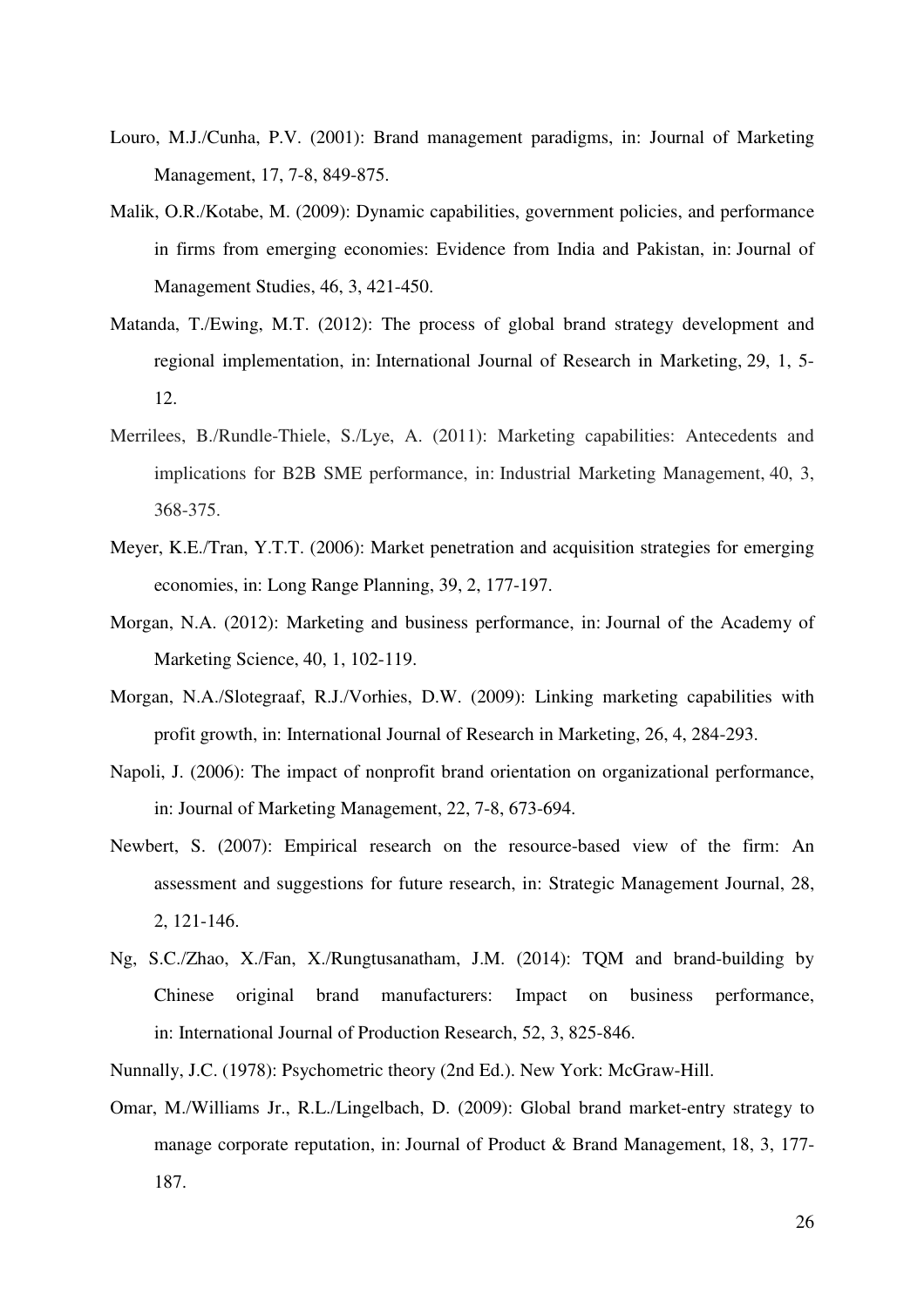Louro, M.J./Cunha, P.V. (2001): Brand management paradigms, in: Journal of Marketing Management, 17, 7-8, 849-875.

Malik, O.R./Kotabe, M. (2009): Dynamic capabilities, government policies, and performance in firms from emerging economies: Evidence from India and Pakistan, in: Journal of Management Studies, 46, 3, 421-450.

Matanda, T./Ewing, M.T. (2012): The process of global brand strategy development and regional implementation, in: International Journal of Research in Marketing, 29, 1, 5-12.

Merrilees, B./Rundle-Thiele, S./Lye, A. (2011): Marketing capabilities: Antecedents and implications for B2B SME performance, in: Industrial Marketing Management, 40, 3, 368-375.

Meyer, K.E./Tran, Y.T.T. (2006): Market penetration and acquisition strategies for emerging economies, in: Long Range Planning, 39, 2, 177-197.

Morgan, N.A. (2012): Marketing and business performance, in: Journal of the Academy of Marketing Science, 40, 1, 102-119.

Morgan, N.A./Slotegraaf, R.J./Vorhies, D.W. (2009): Linking marketing capabilities with profit growth, in: International Journal of Research in Marketing, 26, 4, 284-293.

Napoli, J. (2006): The impact of nonprofit brand orientation on organizational performance, in: Journal of Marketing Management, 22, 7-8, 673-694.

Newbert, S. (2007): Empirical research on the resource-based view of the firm: An assessment and suggestions for future research, in: Strategic Management Journal, 28, 2, 121-146.

Ng, S.C./Zhao, X./Fan, X./Rungtusanatham, J.M. (2014): TQM and brand-building by Chinese original brand manufacturers: Impact on business performance, in: International Journal of Production Research, 52, 3, 825-846.

Nunnally, J.C. (1978): Psychometric theory (2nd Ed.). New York: McGraw-Hill.

Omar, M./Williams Jr., R.L./Lingelbach, D. (2009): Global brand market-entry strategy to manage corporate reputation, in: Journal of Product & Brand Management, 18, 3, 177-187.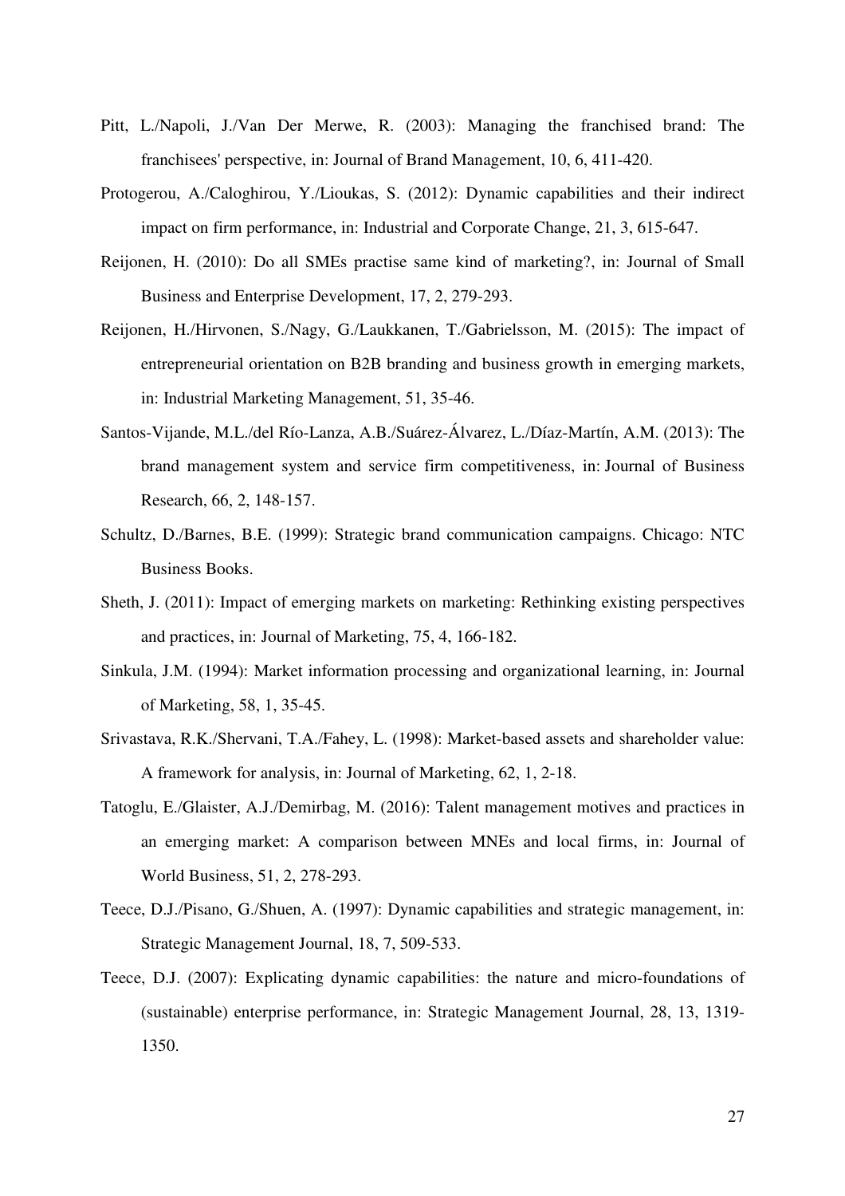Pitt, L./Napoli, J./Van Der Merwe, R. (2003): Managing the franchised brand: The franchisees' perspective, in: Journal of Brand Management, 10, 6, 411-420.

Protogerou, A./Caloghirou, Y./Lioukas, S. (2012): Dynamic capabilities and their indirect impact on firm performance, in: Industrial and Corporate Change, 21, 3, 615-647.

Reijonen, H. (2010): Do all SMEs practise same kind of marketing?, in: Journal of Small Business and Enterprise Development, 17, 2, 279-293.

Reijonen, H./Hirvonen, S./Nagy, G./Laukkanen, T./Gabrielsson, M. (2015): The impact of entrepreneurial orientation on B2B branding and business growth in emerging markets, in: Industrial Marketing Management, 51, 35-46.

Santos-Vijande, M.L./del Río-Lanza, A.B./Suárez-Álvarez, L./Díaz-Martín, A.M. (2013): The brand management system and service firm competitiveness, in: Journal of Business Research, 66, 2, 148-157.

Schultz, D./Barnes, B.E. (1999): Strategic brand communication campaigns. Chicago: NTC Business Books.

Sheth, J. (2011): Impact of emerging markets on marketing: Rethinking existing perspectives and practices, in: Journal of Marketing, 75, 4, 166-182.

Sinkula, J.M. (1994): Market information processing and organizational learning, in: Journal of Marketing, 58, 1, 35-45.

Srivastava, R.K./Shervani, T.A./Fahey, L. (1998): Market-based assets and shareholder value: A framework for analysis, in: Journal of Marketing, 62, 1, 2-18.

Tatoglu, E./Glaister, A.J./Demirbag, M. (2016): Talent management motives and practices in an emerging market: A comparison between MNEs and local firms, in: Journal of World Business, 51, 2, 278-293.

Teece, D.J./Pisano, G./Shuen, A. (1997): Dynamic capabilities and strategic management, in: Strategic Management Journal, 18, 7, 509-533.

Teece, D.J. (2007): Explicating dynamic capabilities: the nature and micro-foundations of (sustainable) enterprise performance, in: Strategic Management Journal, 28, 13, 1319-1350.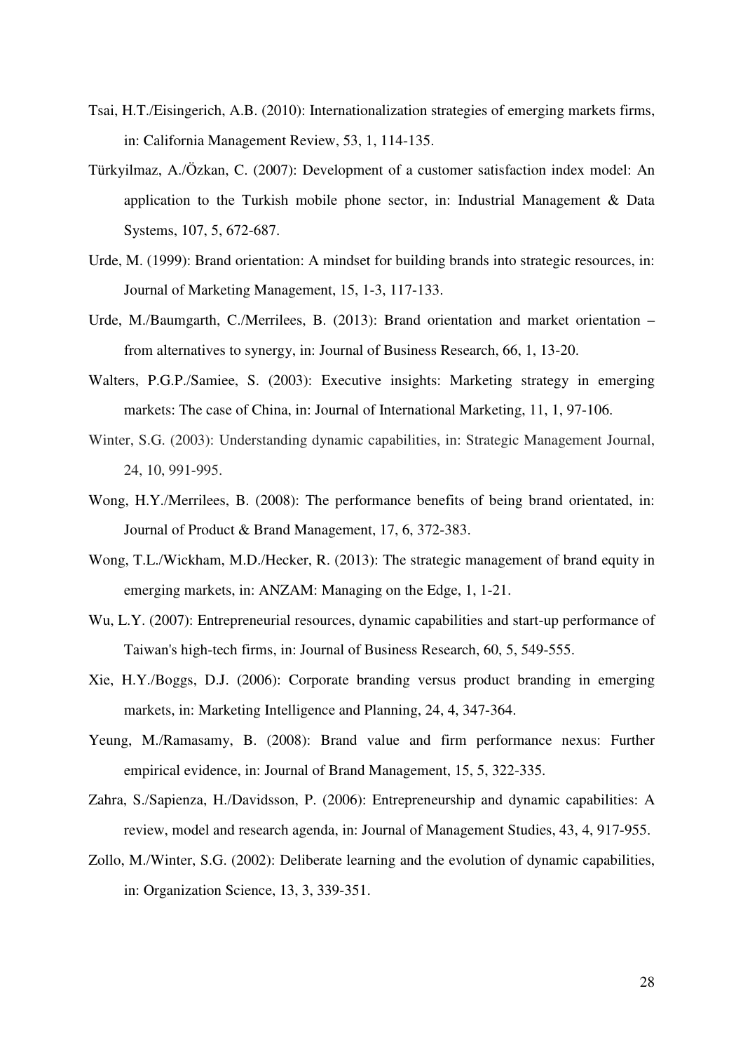Tsai, H.T./Eisingerich, A.B. (2010): Internationalization strategies of emerging markets firms, in: California Management Review, 53, 1, 114-135.

Türkyilmaz, A./Özkan, C. (2007): Development of a customer satisfaction index model: An application to the Turkish mobile phone sector, in: Industrial Management & Data Systems, 107, 5, 672-687.

Urde, M. (1999): Brand orientation: A mindset for building brands into strategic resources, in: Journal of Marketing Management, 15, 1-3, 117-133.

Urde, M./Baumgarth, C./Merrilees, B. (2013): Brand orientation and market orientation – from alternatives to synergy, in: Journal of Business Research, 66, 1, 13-20.

Walters, P.G.P./Samiee, S. (2003): Executive insights: Marketing strategy in emerging markets: The case of China, in: Journal of International Marketing, 11, 1, 97-106.

Winter, S.G. (2003): Understanding dynamic capabilities, in: Strategic Management Journal, 24, 10, 991-995.

Wong, H.Y./Merrilees, B. (2008): The performance benefits of being brand orientated, in: Journal of Product & Brand Management, 17, 6, 372-383.

Wong, T.L./Wickham, M.D./Hecker, R. (2013): The strategic management of brand equity in emerging markets, in: ANZAM: Managing on the Edge, 1, 1-21.

Wu, L.Y. (2007): Entrepreneurial resources, dynamic capabilities and start-up performance of Taiwan's high-tech firms, in: Journal of Business Research, 60, 5, 549-555.

Xie, H.Y./Boggs, D.J. (2006): Corporate branding versus product branding in emerging markets, in: Marketing Intelligence and Planning, 24, 4, 347-364.

Yeung, M./Ramasamy, B. (2008): Brand value and firm performance nexus: Further empirical evidence, in: Journal of Brand Management, 15, 5, 322-335.

Zahra, S./Sapienza, H./Davidsson, P. (2006): Entrepreneurship and dynamic capabilities: A review, model and research agenda, in: Journal of Management Studies, 43, 4, 917-955.

Zollo, M./Winter, S.G. (2002): Deliberate learning and the evolution of dynamic capabilities, in: Organization Science, 13, 3, 339-351.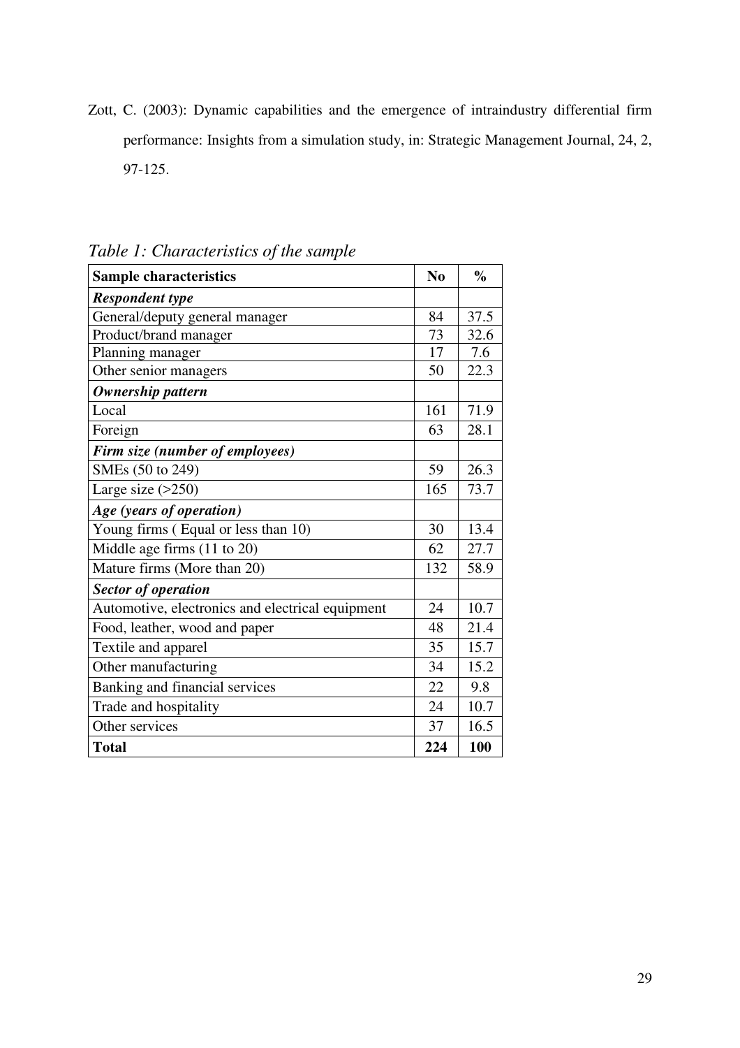Zott, C. (2003): Dynamic capabilities and the emergence of intraindustry differential firm performance: Insights from a simulation study, in: Strategic Management Journal, 24, 2, 97-125.

*Table 1: Characteristics of the sample*

| **Sample characteristics** | **No** | **%** |
|---|---|---|
| ***Respondent type*** | | |
| General/deputy general manager | 84 | 37.5 |
| Product/brand manager | 73 | 32.6 |
| Planning manager | 17 | 7.6 |
| Other senior managers | 50 | 22.3 |
| ***Ownership pattern*** | | |
| Local | 161 | 71.9 |
| Foreign | 63 | 28.1 |
| ***Firm size (number of employees)*** | | |
| SMEs (50 to 249) | 59 | 26.3 |
| Large size (>250) | 165 | 73.7 |
| ***Age (years of operation)*** | | |
| Young firms ( Equal or less than 10) | 30 | 13.4 |
| Middle age firms (11 to 20) | 62 | 27.7 |
| Mature firms (More than 20) | 132 | 58.9 |
| ***Sector of operation*** | | |
| Automotive, electronics and electrical equipment | 24 | 10.7 |
| Food, leather, wood and paper | 48 | 21.4 |
| Textile and apparel | 35 | 15.7 |
| Other manufacturing | 34 | 15.2 |
| Banking and financial services | 22 | 9.8 |
| Trade and hospitality | 24 | 10.7 |
| Other services | 37 | 16.5 |
| **Total** | **224** | **100** |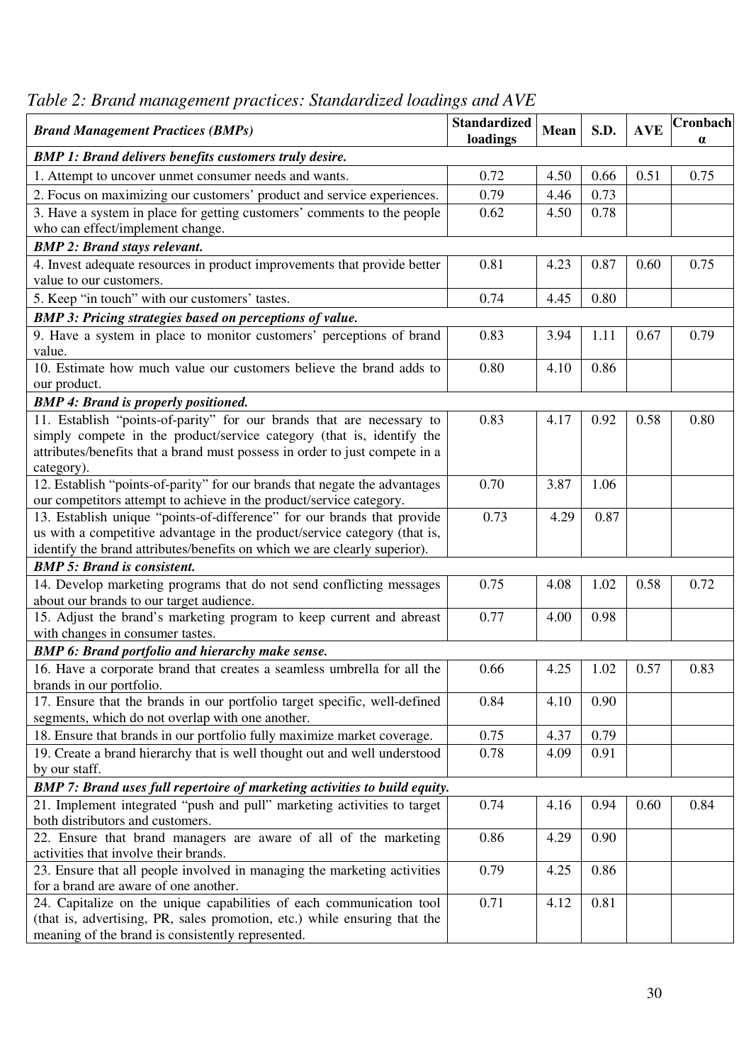*Table 2: Brand management practices: Standardized loadings and AVE*

| ***Brand Management Practices (BMPs)*** | **Standardized loadings** | **Mean** | **S.D.** | **AVE** | **Cronbach α** |
|---|---|---|---|---|---|
| ***BMP 1: Brand delivers benefits customers truly desire.*** | | | | | |
| 1. Attempt to uncover unmet consumer needs and wants. | 0.72 | 4.50 | 0.66 | 0.51 | 0.75 |
| 2. Focus on maximizing our customers' product and service experiences. | 0.79 | 4.46 | 0.73 | | |
| 3. Have a system in place for getting customers' comments to the people who can effect/implement change. | 0.62 | 4.50 | 0.78 | | |
| ***BMP 2: Brand stays relevant.*** | | | | | |
| 4. Invest adequate resources in product improvements that provide better value to our customers. | 0.81 | 4.23 | 0.87 | 0.60 | 0.75 |
| 5. Keep "in touch" with our customers' tastes. | 0.74 | 4.45 | 0.80 | | |
| ***BMP 3: Pricing strategies based on perceptions of value.*** | | | | | |
| 9. Have a system in place to monitor customers' perceptions of brand value. | 0.83 | 3.94 | 1.11 | 0.67 | 0.79 |
| 10. Estimate how much value our customers believe the brand adds to our product. | 0.80 | 4.10 | 0.86 | | |
| ***BMP 4: Brand is properly positioned.*** | | | | | |
| 11. Establish "points-of-parity" for our brands that are necessary to simply compete in the product/service category (that is, identify the attributes/benefits that a brand must possess in order to just compete in a category). | 0.83 | 4.17 | 0.92 | 0.58 | 0.80 |
| 12. Establish "points-of-parity" for our brands that negate the advantages our competitors attempt to achieve in the product/service category. | 0.70 | 3.87 | 1.06 | | |
| 13. Establish unique "points-of-difference" for our brands that provide us with a competitive advantage in the product/service category (that is, identify the brand attributes/benefits on which we are clearly superior). | 0.73 | 4.29 | 0.87 | | |
| ***BMP 5: Brand is consistent.*** | | | | | |
| 14. Develop marketing programs that do not send conflicting messages about our brands to our target audience. | 0.75 | 4.08 | 1.02 | 0.58 | 0.72 |
| 15. Adjust the brand's marketing program to keep current and abreast with changes in consumer tastes. | 0.77 | 4.00 | 0.98 | | |
| ***BMP 6: Brand portfolio and hierarchy make sense.*** | | | | | |
| 16. Have a corporate brand that creates a seamless umbrella for all the brands in our portfolio. | 0.66 | 4.25 | 1.02 | 0.57 | 0.83 |
| 17. Ensure that the brands in our portfolio target specific, well-defined segments, which do not overlap with one another. | 0.84 | 4.10 | 0.90 | | |
| 18. Ensure that brands in our portfolio fully maximize market coverage. | 0.75 | 4.37 | 0.79 | | |
| 19. Create a brand hierarchy that is well thought out and well understood by our staff. | 0.78 | 4.09 | 0.91 | | |
| ***BMP 7: Brand uses full repertoire of marketing activities to build equity.*** | | | | | |
| 21. Implement integrated "push and pull" marketing activities to target both distributors and customers. | 0.74 | 4.16 | 0.94 | 0.60 | 0.84 |
| 22. Ensure that brand managers are aware of all of the marketing activities that involve their brands. | 0.86 | 4.29 | 0.90 | | |
| 23. Ensure that all people involved in managing the marketing activities for a brand are aware of one another. | 0.79 | 4.25 | 0.86 | | |
| 24. Capitalize on the unique capabilities of each communication tool (that is, advertising, PR, sales promotion, etc.) while ensuring that the meaning of the brand is consistently represented. | 0.71 | 4.12 | 0.81 | | |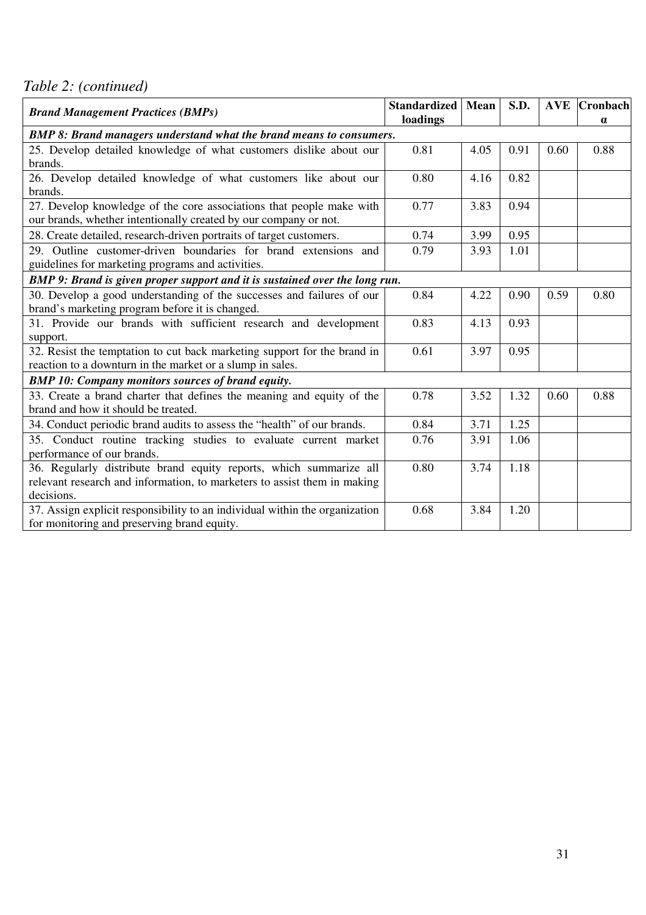*Table 2: (continued)*

| ***Brand Management Practices (BMPs)*** | **Standardized loadings** | **Mean** | **S.D.** | **AVE** | **Cronbach α** |
|---|---|---|---|---|---|
| ***BMP 8: Brand managers understand what the brand means to consumers.*** | | | | | |
| 25. Develop detailed knowledge of what customers dislike about our brands. | 0.81 | 4.05 | 0.91 | 0.60 | 0.88 |
| 26. Develop detailed knowledge of what customers like about our brands. | 0.80 | 4.16 | 0.82 | | |
| 27. Develop knowledge of the core associations that people make with our brands, whether intentionally created by our company or not. | 0.77 | 3.83 | 0.94 | | |
| 28. Create detailed, research-driven portraits of target customers. | 0.74 | 3.99 | 0.95 | | |
| 29. Outline customer-driven boundaries for brand extensions and guidelines for marketing programs and activities. | 0.79 | 3.93 | 1.01 | | |
| ***BMP 9: Brand is given proper support and it is sustained over the long run.*** | | | | | |
| 30. Develop a good understanding of the successes and failures of our brand's marketing program before it is changed. | 0.84 | 4.22 | 0.90 | 0.59 | 0.80 |
| 31. Provide our brands with sufficient research and development support. | 0.83 | 4.13 | 0.93 | | |
| 32. Resist the temptation to cut back marketing support for the brand in reaction to a downturn in the market or a slump in sales. | 0.61 | 3.97 | 0.95 | | |
| ***BMP 10: Company monitors sources of brand equity.*** | | | | | |
| 33. Create a brand charter that defines the meaning and equity of the brand and how it should be treated. | 0.78 | 3.52 | 1.32 | 0.60 | 0.88 |
| 34. Conduct periodic brand audits to assess the "health" of our brands. | 0.84 | 3.71 | 1.25 | | |
| 35. Conduct routine tracking studies to evaluate current market performance of our brands. | 0.76 | 3.91 | 1.06 | | |
| 36. Regularly distribute brand equity reports, which summarize all relevant research and information, to marketers to assist them in making decisions. | 0.80 | 3.74 | 1.18 | | |
| 37. Assign explicit responsibility to an individual within the organization for monitoring and preserving brand equity. | 0.68 | 3.84 | 1.20 | | |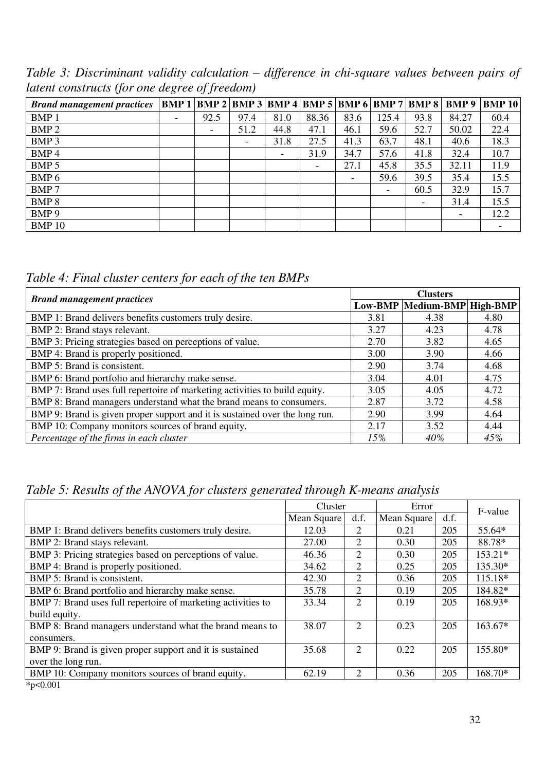*Table 3: Discriminant validity calculation – difference in chi-square values between pairs of latent constructs (for one degree of freedom)*

| ***Brand management practices*** | **BMP 1** | **BMP 2** | **BMP 3** | **BMP 4** | **BMP 5** | **BMP 6** | **BMP 7** | **BMP 8** | **BMP 9** | **BMP 10** |
|---|---|---|---|---|---|---|---|---|---|---|
| BMP 1 | - | 92.5 | 97.4 | 81.0 | 88.36 | 83.6 | 125.4 | 93.8 | 84.27 | 60.4 |
| BMP 2 | | - | 51.2 | 44.8 | 47.1 | 46.1 | 59.6 | 52.7 | 50.02 | 22.4 |
| BMP 3 | | | - | 31.8 | 27.5 | 41.3 | 63.7 | 48.1 | 40.6 | 18.3 |
| BMP 4 | | | | - | 31.9 | 34.7 | 57.6 | 41.8 | 32.4 | 10.7 |
| BMP 5 | | | | | - | 27.1 | 45.8 | 35.5 | 32.11 | 11.9 |
| BMP 6 | | | | | | - | 59.6 | 39.5 | 35.4 | 15.5 |
| BMP 7 | | | | | | | - | 60.5 | 32.9 | 15.7 |
| BMP 8 | | | | | | | | - | 31.4 | 15.5 |
| BMP 9 | | | | | | | | | - | 12.2 |
| BMP 10 | | | | | | | | | | - |

*Table 4: Final cluster centers for each of the ten BMPs*

| ***Brand management practices*** | **Clusters** | | |
|---|---|---|---|
| | **Low-BMP** | **Medium-BMP** | **High-BMP** |
| BMP 1: Brand delivers benefits customers truly desire. | 3.81 | 4.38 | 4.80 |
| BMP 2: Brand stays relevant. | 3.27 | 4.23 | 4.78 |
| BMP 3: Pricing strategies based on perceptions of value. | 2.70 | 3.82 | 4.65 |
| BMP 4: Brand is properly positioned. | 3.00 | 3.90 | 4.66 |
| BMP 5: Brand is consistent. | 2.90 | 3.74 | 4.68 |
| BMP 6: Brand portfolio and hierarchy make sense. | 3.04 | 4.01 | 4.75 |
| BMP 7: Brand uses full repertoire of marketing activities to build equity. | 3.05 | 4.05 | 4.72 |
| BMP 8: Brand managers understand what the brand means to consumers. | 2.87 | 3.72 | 4.58 |
| BMP 9: Brand is given proper support and it is sustained over the long run. | 2.90 | 3.99 | 4.64 |
| BMP 10: Company monitors sources of brand equity. | 2.17 | 3.52 | 4.44 |
| *Percentage of the firms in each cluster* | *15%* | *40%* | *45%* |

*Table 5: Results of the ANOVA for clusters generated through K-means analysis*

| | Cluster | | Error | | F-value |
|---|---|---|---|---|---|
| | Mean Square | d.f. | Mean Square | d.f. | |
| BMP 1: Brand delivers benefits customers truly desire. | 12.03 | 2 | 0.21 | 205 | 55.64* |
| BMP 2: Brand stays relevant. | 27.00 | 2 | 0.30 | 205 | 88.78* |
| BMP 3: Pricing strategies based on perceptions of value. | 46.36 | 2 | 0.30 | 205 | 153.21* |
| BMP 4: Brand is properly positioned. | 34.62 | 2 | 0.25 | 205 | 135.30* |
| BMP 5: Brand is consistent. | 42.30 | 2 | 0.36 | 205 | 115.18* |
| BMP 6: Brand portfolio and hierarchy make sense. | 35.78 | 2 | 0.19 | 205 | 184.82* |
| BMP 7: Brand uses full repertoire of marketing activities to build equity. | 33.34 | 2 | 0.19 | 205 | 168.93* |
| BMP 8: Brand managers understand what the brand means to consumers. | 38.07 | 2 | 0.23 | 205 | 163.67* |
| BMP 9: Brand is given proper support and it is sustained over the long run. | 35.68 | 2 | 0.22 | 205 | 155.80* |
| BMP 10: Company monitors sources of brand equity. | 62.19 | 2 | 0.36 | 205 | 168.70* |

*$p<0.001$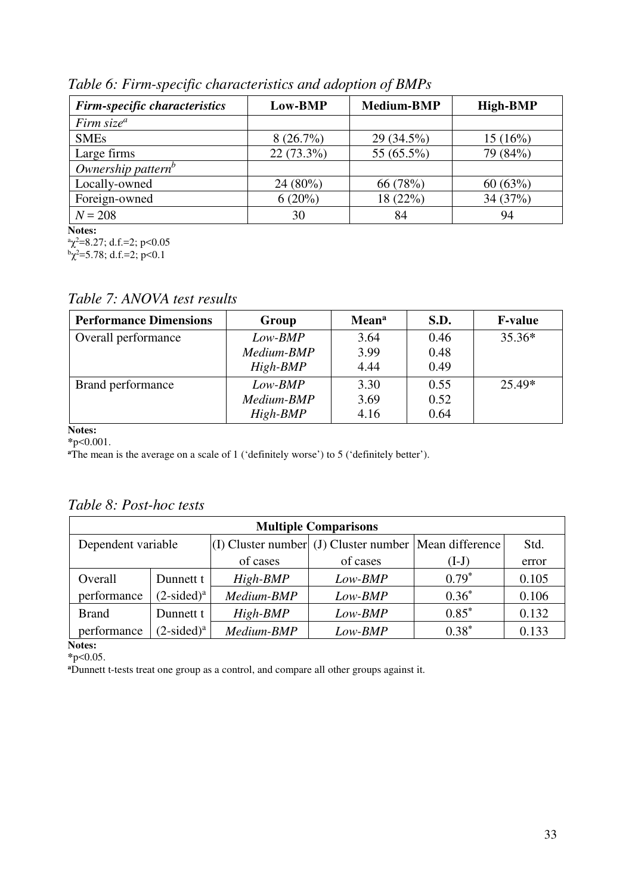*Table 6: Firm-specific characteristics and adoption of BMPs*

| *Firm-specific characteristics* | Low-BMP | Medium-BMP | High-BMP |
|---|---|---|---|
| *Firm size*[a] | | | |
| SMEs | 8 (26.7%) | 29 (34.5%) | 15 (16%) |
| Large firms | 22 (73.3%) | 55 (65.5%) | 79 (84%) |
| *Ownership pattern*[b] | | | |
| Locally-owned | 24 (80%) | 66 (78%) | 60 (63%) |
| Foreign-owned | 6 (20%) | 18 (22%) | 34 (37%) |
| $N = 208$ | 30 | 84 | 94 |

**Notes:**

[a] $\chi^2$=8.27; d.f.=2; $p<0.05$

[b] $\chi^2$=5.78; d.f.=2; $p<0.1$

*Table 7: ANOVA test results*

| Performance Dimensions | Group | Mean[a] | S.D. | F-value |
|---|---|---|---|---|
| Overall performance | *Low-BMP* | 3.64 | 0.46 | 35.36* |
| | *Medium-BMP* | 3.99 | 0.48 | |
| | *High-BMP* | 4.44 | 0.49 | |
| Brand performance | *Low-BMP* | 3.30 | 0.55 | 25.49* |
| | *Medium-BMP* | 3.69 | 0.52 | |
| | *High-BMP* | 4.16 | 0.64 | |

**Notes:**

*$p<0.001$.

[a]The mean is the average on a scale of 1 ('definitely worse') to 5 ('definitely better').

*Table 8: Post-hoc tests*

| Multiple Comparisons | | | | | |
|---|---|---|---|---|---|
| Dependent variable | | (I) Cluster number of cases | (J) Cluster number of cases | Mean difference (I-J) | Std. error |
| Overall performance | Dunnett t (2-sided)[a] | *High-BMP* | *Low-BMP* | 0.79* | 0.105 |
| | | *Medium-BMP* | *Low-BMP* | 0.36* | 0.106 |
| Brand performance | Dunnett t (2-sided)[a] | *High-BMP* | *Low-BMP* | 0.85* | 0.132 |
| | | *Medium-BMP* | *Low-BMP* | 0.38* | 0.133 |

**Notes:**

*$p<0.05$.

[a]Dunnett t-tests treat one group as a control, and compare all other groups against it.